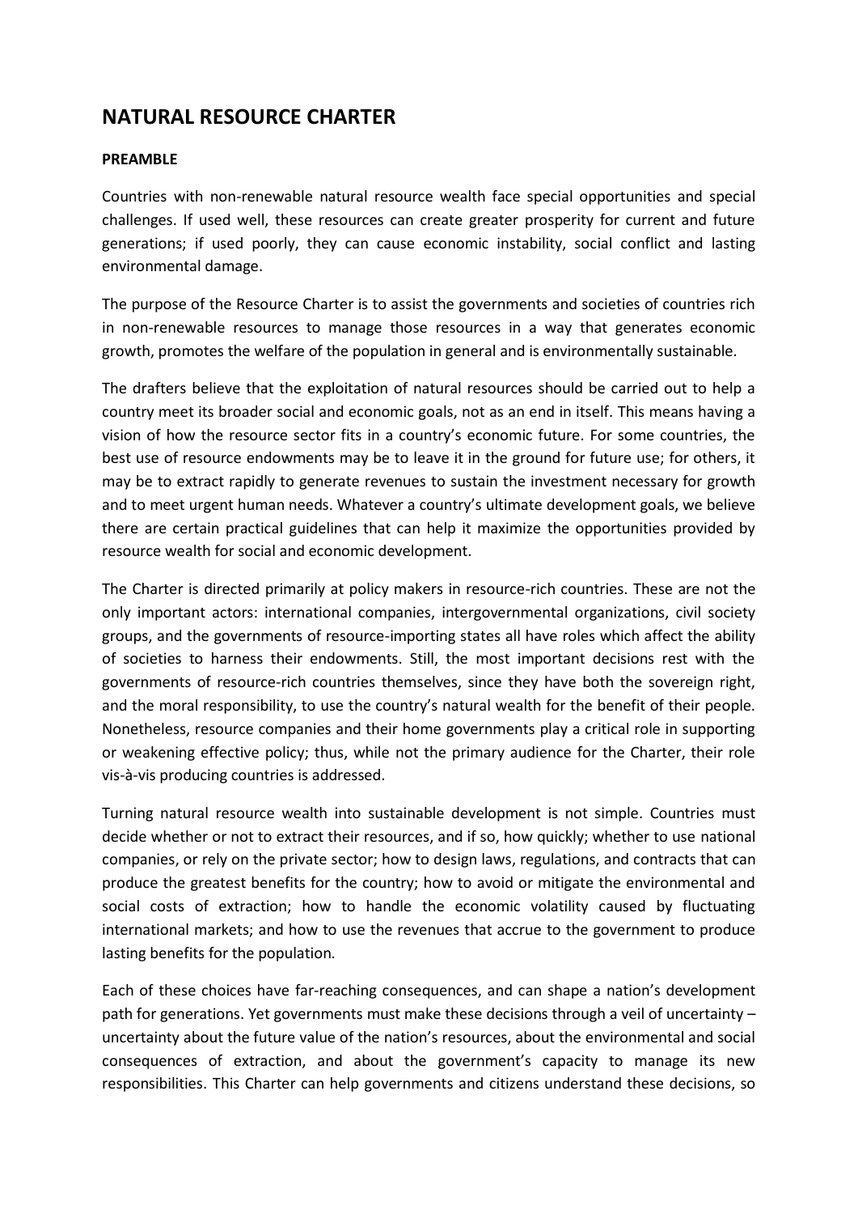# NATURAL RESOURCE CHARTER

## PREAMBLE

Countries with non-renewable natural resource wealth face special opportunities and special challenges. If used well, these resources can create greater prosperity for current and future generations; if used poorly, they can cause economic instability, social conflict and lasting environmental damage.

The purpose of the Resource Charter is to assist the governments and societies of countries rich in non-renewable resources to manage those resources in a way that generates economic growth, promotes the welfare of the population in general and is environmentally sustainable.

The drafters believe that the exploitation of natural resources should be carried out to help a country meet its broader social and economic goals, not as an end in itself. This means having a vision of how the resource sector fits in a country's economic future. For some countries, the best use of resource endowments may be to leave it in the ground for future use; for others, it may be to extract rapidly to generate revenues to sustain the investment necessary for growth and to meet urgent human needs. Whatever a country's ultimate development goals, we believe there are certain practical guidelines that can help it maximize the opportunities provided by resource wealth for social and economic development.

The Charter is directed primarily at policy makers in resource-rich countries. These are not the only important actors: international companies, intergovernmental organizations, civil society groups, and the governments of resource-importing states all have roles which affect the ability of societies to harness their endowments. Still, the most important decisions rest with the governments of resource-rich countries themselves, since they have both the sovereign right, and the moral responsibility, to use the country's natural wealth for the benefit of their people. Nonetheless, resource companies and their home governments play a critical role in supporting or weakening effective policy; thus, while not the primary audience for the Charter, their role vis-à-vis producing countries is addressed.

Turning natural resource wealth into sustainable development is not simple. Countries must decide whether or not to extract their resources, and if so, how quickly; whether to use national companies, or rely on the private sector; how to design laws, regulations, and contracts that can produce the greatest benefits for the country; how to avoid or mitigate the environmental and social costs of extraction; how to handle the economic volatility caused by fluctuating international markets; and how to use the revenues that accrue to the government to produce lasting benefits for the population.

Each of these choices have far-reaching consequences, and can shape a nation's development path for generations. Yet governments must make these decisions through a veil of uncertainty – uncertainty about the future value of the nation's resources, about the environmental and social consequences of extraction, and about the government's capacity to manage its new responsibilities. This Charter can help governments and citizens understand these decisions, so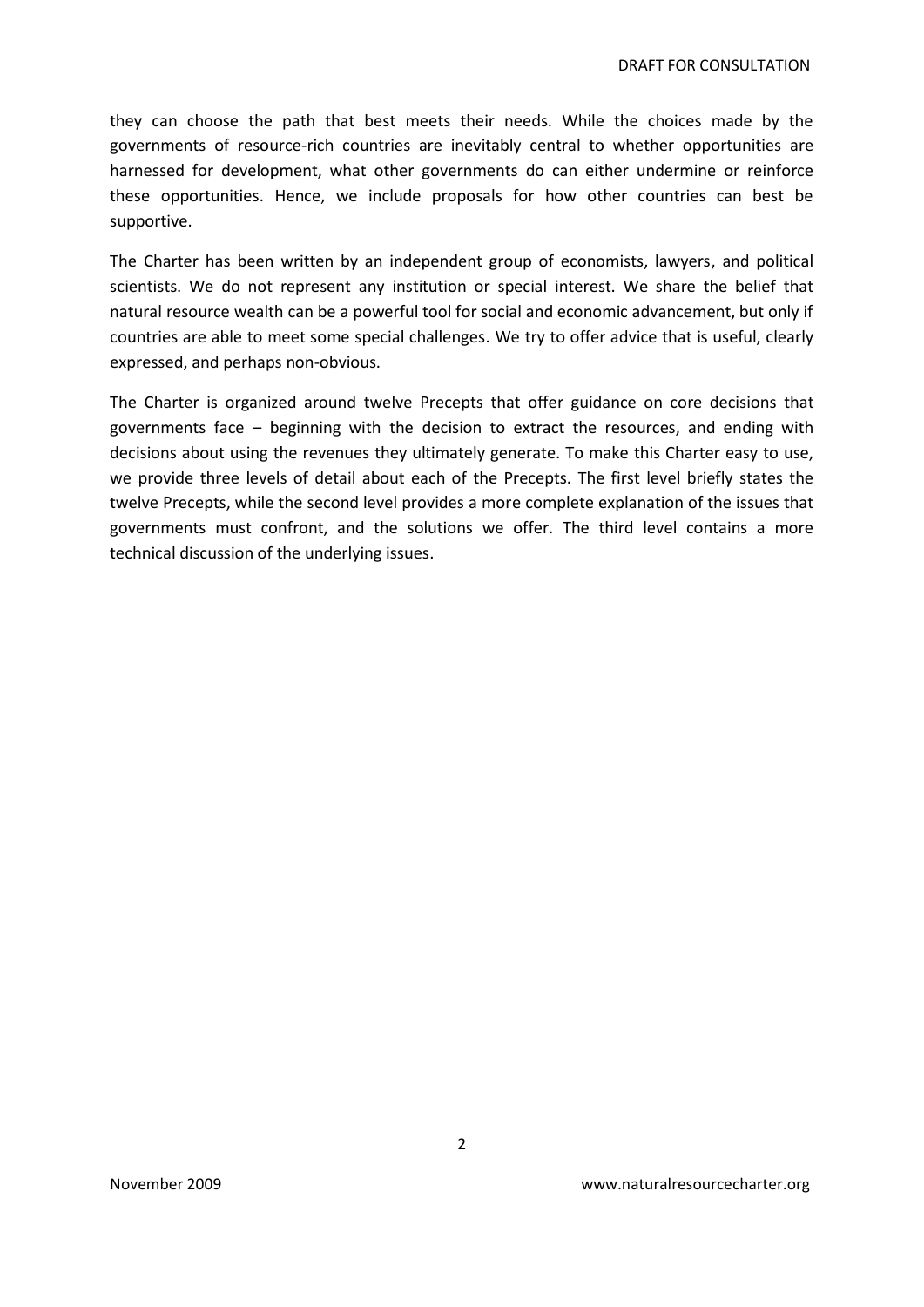they can choose the path that best meets their needs. While the choices made by the governments of resource-rich countries are inevitably central to whether opportunities are harnessed for development, what other governments do can either undermine or reinforce these opportunities. Hence, we include proposals for how other countries can best be supportive.

The Charter has been written by an independent group of economists, lawyers, and political scientists. We do not represent any institution or special interest. We share the belief that natural resource wealth can be a powerful tool for social and economic advancement, but only if countries are able to meet some special challenges. We try to offer advice that is useful, clearly expressed, and perhaps non-obvious.

The Charter is organized around twelve Precepts that offer guidance on core decisions that governments face – beginning with the decision to extract the resources, and ending with decisions about using the revenues they ultimately generate. To make this Charter easy to use, we provide three levels of detail about each of the Precepts. The first level briefly states the twelve Precepts, while the second level provides a more complete explanation of the issues that governments must confront, and the solutions we offer. The third level contains a more technical discussion of the underlying issues.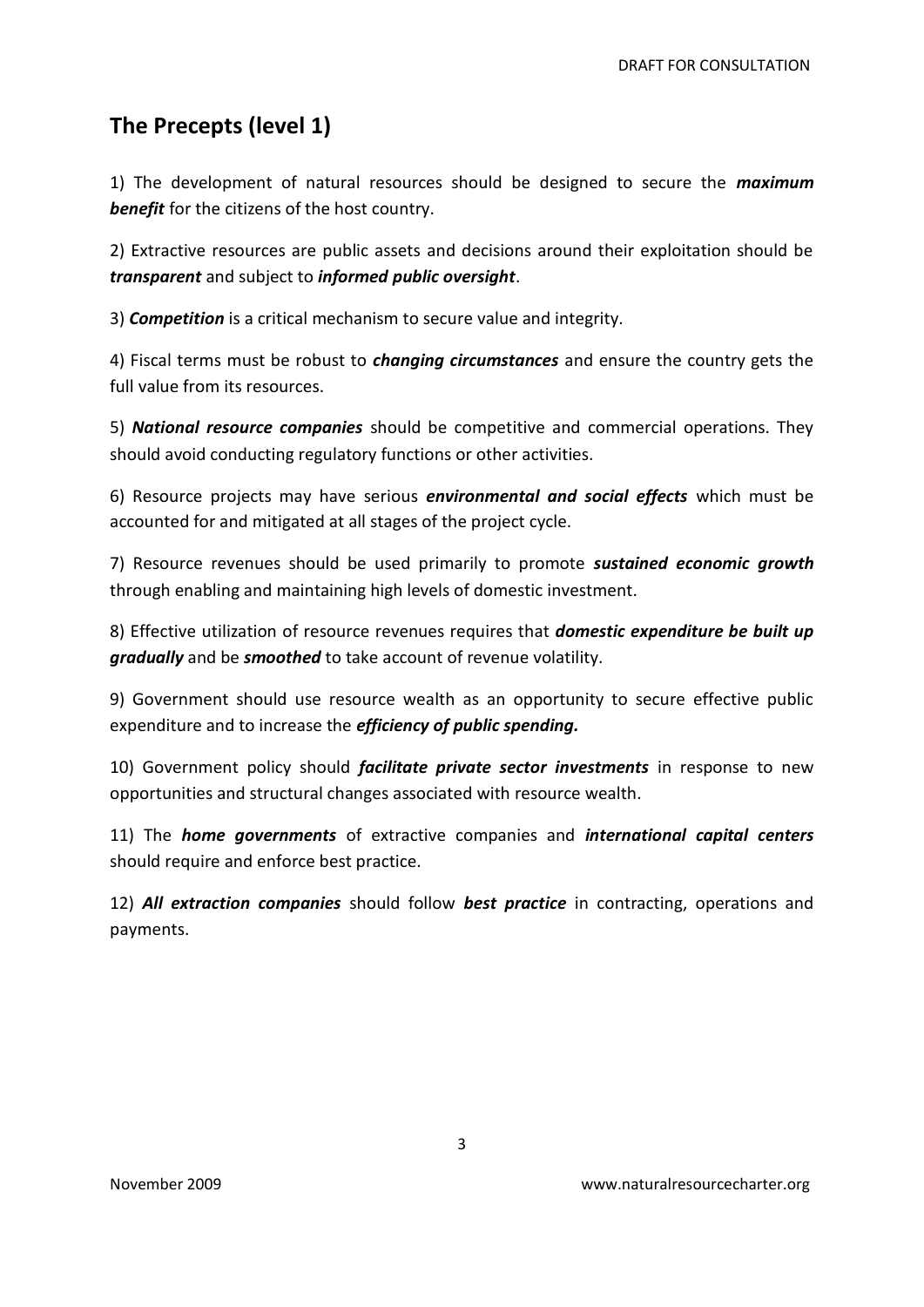## The Precepts (level 1)

1) The development of natural resources should be designed to secure the ***maximum benefit*** for the citizens of the host country.

2) Extractive resources are public assets and decisions around their exploitation should be ***transparent*** and subject to ***informed public oversight***.

3) ***Competition*** is a critical mechanism to secure value and integrity.

4) Fiscal terms must be robust to ***changing circumstances*** and ensure the country gets the full value from its resources.

5) ***National resource companies*** should be competitive and commercial operations. They should avoid conducting regulatory functions or other activities.

6) Resource projects may have serious ***environmental and social effects*** which must be accounted for and mitigated at all stages of the project cycle.

7) Resource revenues should be used primarily to promote ***sustained economic growth*** through enabling and maintaining high levels of domestic investment.

8) Effective utilization of resource revenues requires that ***domestic expenditure be built up gradually*** and be ***smoothed*** to take account of revenue volatility.

9) Government should use resource wealth as an opportunity to secure effective public expenditure and to increase the ***efficiency of public spending.***

10) Government policy should ***facilitate private sector investments*** in response to new opportunities and structural changes associated with resource wealth.

11) The ***home governments*** of extractive companies and ***international capital centers*** should require and enforce best practice.

12) ***All extraction companies*** should follow ***best practice*** in contracting, operations and payments.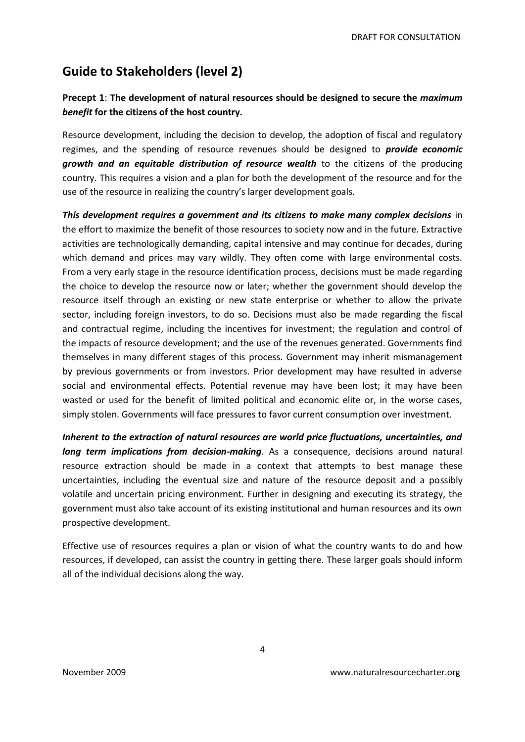## Guide to Stakeholders (level 2)

**Precept 1**: **The development of natural resources should be designed to secure the *maximum benefit* for the citizens of the host country.**

Resource development, including the decision to develop, the adoption of fiscal and regulatory regimes, and the spending of resource revenues should be designed to ***provide economic growth and an equitable distribution of resource wealth*** to the citizens of the producing country. This requires a vision and a plan for both the development of the resource and for the use of the resource in realizing the country's larger development goals.

***This development requires a government and its citizens to make many complex decisions*** in the effort to maximize the benefit of those resources to society now and in the future. Extractive activities are technologically demanding, capital intensive and may continue for decades, during which demand and prices may vary wildly. They often come with large environmental costs. From a very early stage in the resource identification process, decisions must be made regarding the choice to develop the resource now or later; whether the government should develop the resource itself through an existing or new state enterprise or whether to allow the private sector, including foreign investors, to do so. Decisions must also be made regarding the fiscal and contractual regime, including the incentives for investment; the regulation and control of the impacts of resource development; and the use of the revenues generated. Governments find themselves in many different stages of this process. Government may inherit mismanagement by previous governments or from investors. Prior development may have resulted in adverse social and environmental effects. Potential revenue may have been lost; it may have been wasted or used for the benefit of limited political and economic elite or, in the worse cases, simply stolen. Governments will face pressures to favor current consumption over investment.

***Inherent to the extraction of natural resources are world price fluctuations, uncertainties, and long term implications from decision-making***. As a consequence, decisions around natural resource extraction should be made in a context that attempts to best manage these uncertainties, including the eventual size and nature of the resource deposit and a possibly volatile and uncertain pricing environment. Further in designing and executing its strategy, the government must also take account of its existing institutional and human resources and its own prospective development.

Effective use of resources requires a plan or vision of what the country wants to do and how resources, if developed, can assist the country in getting there. These larger goals should inform all of the individual decisions along the way.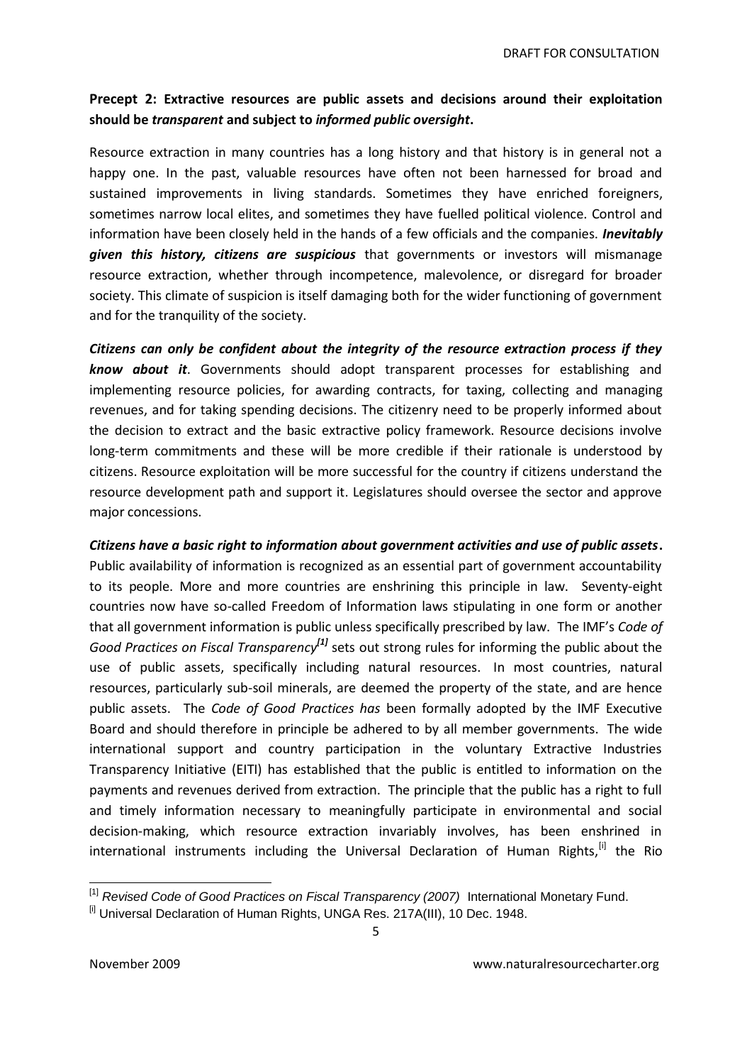**Precept 2: Extractive resources are public assets and decisions around their exploitation should be *transparent* and subject to *informed public oversight*.**

Resource extraction in many countries has a long history and that history is in general not a happy one. In the past, valuable resources have often not been harnessed for broad and sustained improvements in living standards. Sometimes they have enriched foreigners, sometimes narrow local elites, and sometimes they have fuelled political violence. Control and information have been closely held in the hands of a few officials and the companies. ***Inevitably given this history, citizens are suspicious*** that governments or investors will mismanage resource extraction, whether through incompetence, malevolence, or disregard for broader society. This climate of suspicion is itself damaging both for the wider functioning of government and for the tranquility of the society.

***Citizens can only be confident about the integrity of the resource extraction process if they know about it***. Governments should adopt transparent processes for establishing and implementing resource policies, for awarding contracts, for taxing, collecting and managing revenues, and for taking spending decisions. The citizenry need to be properly informed about the decision to extract and the basic extractive policy framework. Resource decisions involve long-term commitments and these will be more credible if their rationale is understood by citizens. Resource exploitation will be more successful for the country if citizens understand the resource development path and support it. Legislatures should oversee the sector and approve major concessions.

***Citizens have a basic right to information about government activities and use of public assets*.** Public availability of information is recognized as an essential part of government accountability to its people. More and more countries are enshrining this principle in law. Seventy-eight countries now have so-called Freedom of Information laws stipulating in one form or another that all government information is public unless specifically prescribed by law. The IMF's *Code of Good Practices on Fiscal Transparency*[1] sets out strong rules for informing the public about the use of public assets, specifically including natural resources. In most countries, natural resources, particularly sub-soil minerals, are deemed the property of the state, and are hence public assets. The *Code of Good Practices has* been formally adopted by the IMF Executive Board and should therefore in principle be adhered to by all member governments. The wide international support and country participation in the voluntary Extractive Industries Transparency Initiative (EITI) has established that the public is entitled to information on the payments and revenues derived from extraction. The principle that the public has a right to full and timely information necessary to meaningfully participate in environmental and social decision-making, which resource extraction invariably involves, has been enshrined in international instruments including the Universal Declaration of Human Rights,[i] the Rio

---

[1] *Revised Code of Good Practices on Fiscal Transparency (2007)* International Monetary Fund.

[i] Universal Declaration of Human Rights, UNGA Res. 217A(III), 10 Dec. 1948.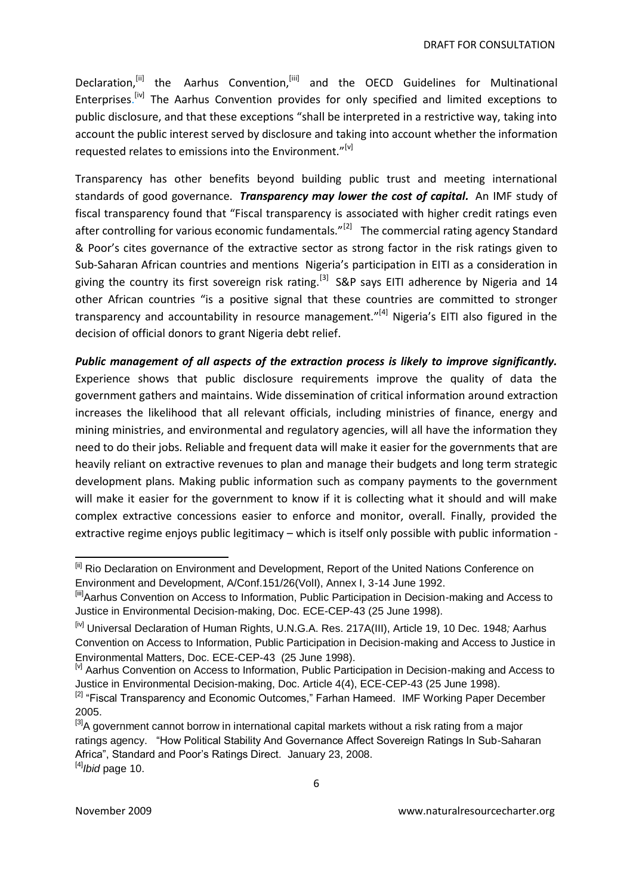Declaration,[ii] the Aarhus Convention,[iii] and the OECD Guidelines for Multinational Enterprises.[iv] The Aarhus Convention provides for only specified and limited exceptions to public disclosure, and that these exceptions "shall be interpreted in a restrictive way, taking into account the public interest served by disclosure and taking into account whether the information requested relates to emissions into the Environment."[v]

Transparency has other benefits beyond building public trust and meeting international standards of good governance. ***Transparency may lower the cost of capital.*** An IMF study of fiscal transparency found that "Fiscal transparency is associated with higher credit ratings even after controlling for various economic fundamentals."[2] The commercial rating agency Standard & Poor's cites governance of the extractive sector as strong factor in the risk ratings given to Sub-Saharan African countries and mentions Nigeria's participation in EITI as a consideration in giving the country its first sovereign risk rating.[3] S&P says EITI adherence by Nigeria and 14 other African countries "is a positive signal that these countries are committed to stronger transparency and accountability in resource management."[4] Nigeria's EITI also figured in the decision of official donors to grant Nigeria debt relief.

***Public management of all aspects of the extraction process is likely to improve significantly.*** Experience shows that public disclosure requirements improve the quality of data the government gathers and maintains. Wide dissemination of critical information around extraction increases the likelihood that all relevant officials, including ministries of finance, energy and mining ministries, and environmental and regulatory agencies, will all have the information they need to do their jobs. Reliable and frequent data will make it easier for the governments that are heavily reliant on extractive revenues to plan and manage their budgets and long term strategic development plans. Making public information such as company payments to the government will make it easier for the government to know if it is collecting what it should and will make complex extractive concessions easier to enforce and monitor, overall. Finally, provided the extractive regime enjoys public legitimacy – which is itself only possible with public information -

---

[ii] Rio Declaration on Environment and Development, Report of the United Nations Conference on Environment and Development, A/Conf.151/26(VolI), Annex I, 3-14 June 1992.

[iii] Aarhus Convention on Access to Information, Public Participation in Decision-making and Access to Justice in Environmental Decision-making, Doc. ECE-CEP-43 (25 June 1998).

[iv] Universal Declaration of Human Rights, U.N.G.A. Res. 217A(III), Article 19, 10 Dec. 1948; Aarhus Convention on Access to Information, Public Participation in Decision-making and Access to Justice in Environmental Matters, Doc. ECE-CEP-43 (25 June 1998).

[v] Aarhus Convention on Access to Information, Public Participation in Decision-making and Access to Justice in Environmental Decision-making, Doc. Article 4(4), ECE-CEP-43 (25 June 1998).

[2] "Fiscal Transparency and Economic Outcomes," Farhan Hameed. IMF Working Paper December 2005.

[3] A government cannot borrow in international capital markets without a risk rating from a major ratings agency. "How Political Stability And Governance Affect Sovereign Ratings In Sub-Saharan Africa", Standard and Poor's Ratings Direct. January 23, 2008.

[4] *Ibid* page 10.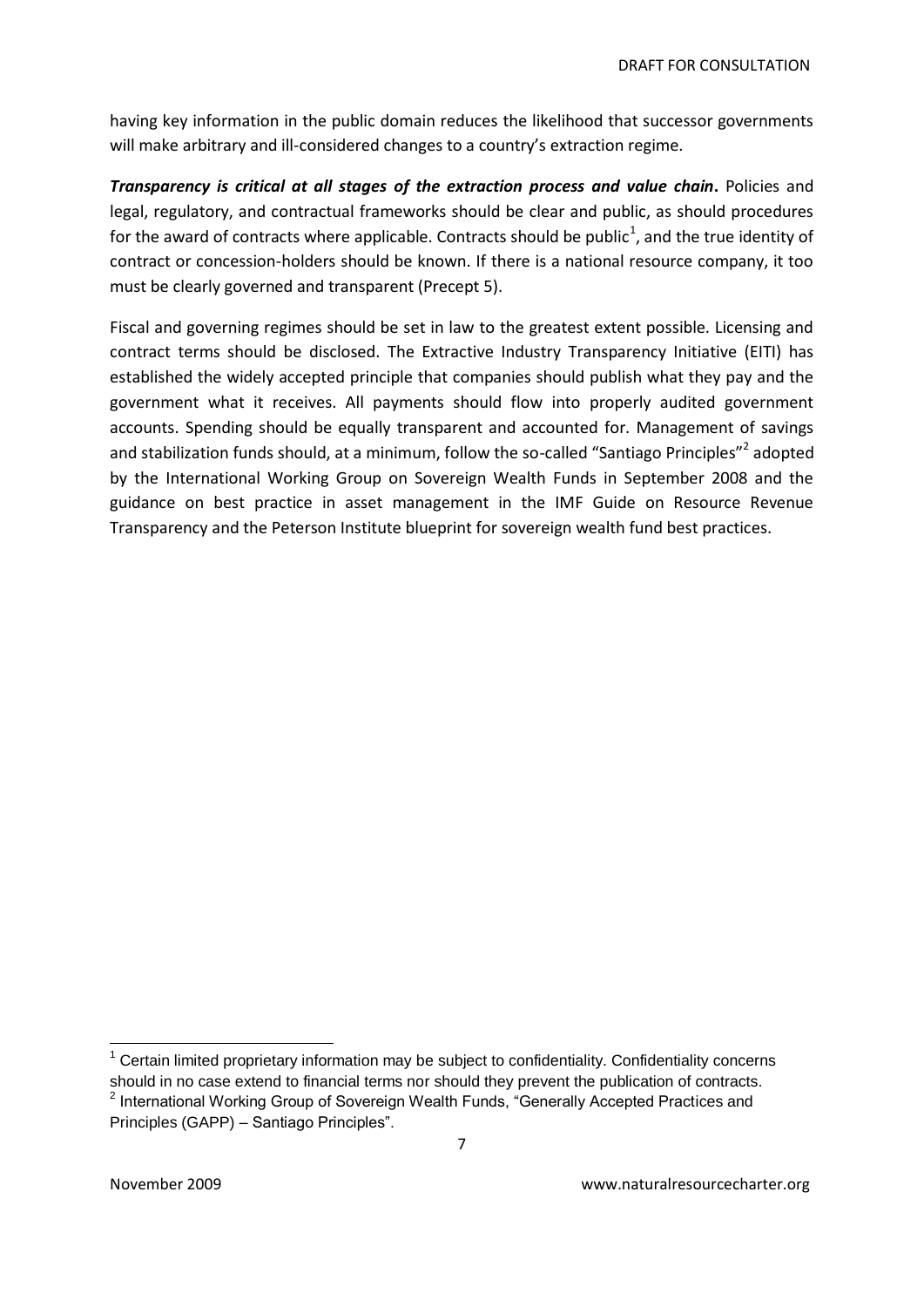having key information in the public domain reduces the likelihood that successor governments will make arbitrary and ill-considered changes to a country's extraction regime.

***Transparency is critical at all stages of the extraction process and value chain*.** Policies and legal, regulatory, and contractual frameworks should be clear and public, as should procedures for the award of contracts where applicable. Contracts should be public[1], and the true identity of contract or concession-holders should be known. If there is a national resource company, it too must be clearly governed and transparent (Precept 5).

Fiscal and governing regimes should be set in law to the greatest extent possible. Licensing and contract terms should be disclosed. The Extractive Industry Transparency Initiative (EITI) has established the widely accepted principle that companies should publish what they pay and the government what it receives. All payments should flow into properly audited government accounts. Spending should be equally transparent and accounted for. Management of savings and stabilization funds should, at a minimum, follow the so-called "Santiago Principles"[2] adopted by the International Working Group on Sovereign Wealth Funds in September 2008 and the guidance on best practice in asset management in the IMF Guide on Resource Revenue Transparency and the Peterson Institute blueprint for sovereign wealth fund best practices.

---

[1] Certain limited proprietary information may be subject to confidentiality. Confidentiality concerns should in no case extend to financial terms nor should they prevent the publication of contracts.

[2] International Working Group of Sovereign Wealth Funds, "Generally Accepted Practices and Principles (GAPP) – Santiago Principles".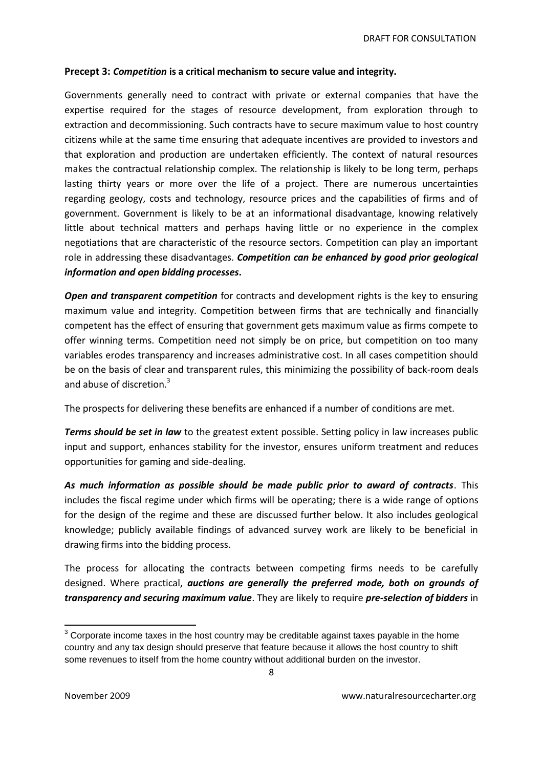**Precept 3:** ***Competition*** **is a critical mechanism to secure value and integrity.**

Governments generally need to contract with private or external companies that have the expertise required for the stages of resource development, from exploration through to extraction and decommissioning. Such contracts have to secure maximum value to host country citizens while at the same time ensuring that adequate incentives are provided to investors and that exploration and production are undertaken efficiently. The context of natural resources makes the contractual relationship complex. The relationship is likely to be long term, perhaps lasting thirty years or more over the life of a project. There are numerous uncertainties regarding geology, costs and technology, resource prices and the capabilities of firms and of government. Government is likely to be at an informational disadvantage, knowing relatively little about technical matters and perhaps having little or no experience in the complex negotiations that are characteristic of the resource sectors. Competition can play an important role in addressing these disadvantages. ***Competition can be enhanced by good prior geological information and open bidding processes.***

***Open and transparent competition*** for contracts and development rights is the key to ensuring maximum value and integrity. Competition between firms that are technically and financially competent has the effect of ensuring that government gets maximum value as firms compete to offer winning terms. Competition need not simply be on price, but competition on too many variables erodes transparency and increases administrative cost. In all cases competition should be on the basis of clear and transparent rules, this minimizing the possibility of back-room deals and abuse of discretion.[3]

The prospects for delivering these benefits are enhanced if a number of conditions are met.

***Terms should be set in law*** to the greatest extent possible. Setting policy in law increases public input and support, enhances stability for the investor, ensures uniform treatment and reduces opportunities for gaming and side-dealing.

***As much information as possible should be made public prior to award of contracts***. This includes the fiscal regime under which firms will be operating; there is a wide range of options for the design of the regime and these are discussed further below. It also includes geological knowledge; publicly available findings of advanced survey work are likely to be beneficial in drawing firms into the bidding process.

The process for allocating the contracts between competing firms needs to be carefully designed. Where practical, ***auctions are generally the preferred mode, both on grounds of transparency and securing maximum value***. They are likely to require ***pre-selection of bidders*** in

[3] Corporate income taxes in the host country may be creditable against taxes payable in the home country and any tax design should preserve that feature because it allows the host country to shift some revenues to itself from the home country without additional burden on the investor.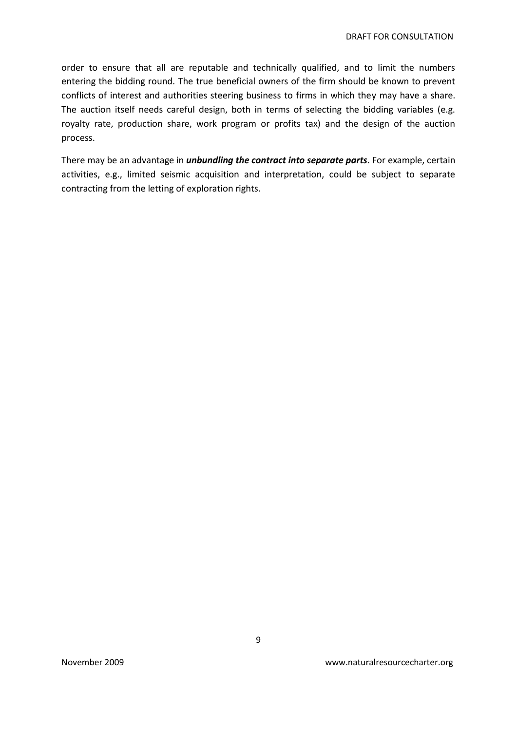order to ensure that all are reputable and technically qualified, and to limit the numbers entering the bidding round. The true beneficial owners of the firm should be known to prevent conflicts of interest and authorities steering business to firms in which they may have a share. The auction itself needs careful design, both in terms of selecting the bidding variables (e.g. royalty rate, production share, work program or profits tax) and the design of the auction process.

There may be an advantage in ***unbundling the contract into separate parts***. For example, certain activities, e.g., limited seismic acquisition and interpretation, could be subject to separate contracting from the letting of exploration rights.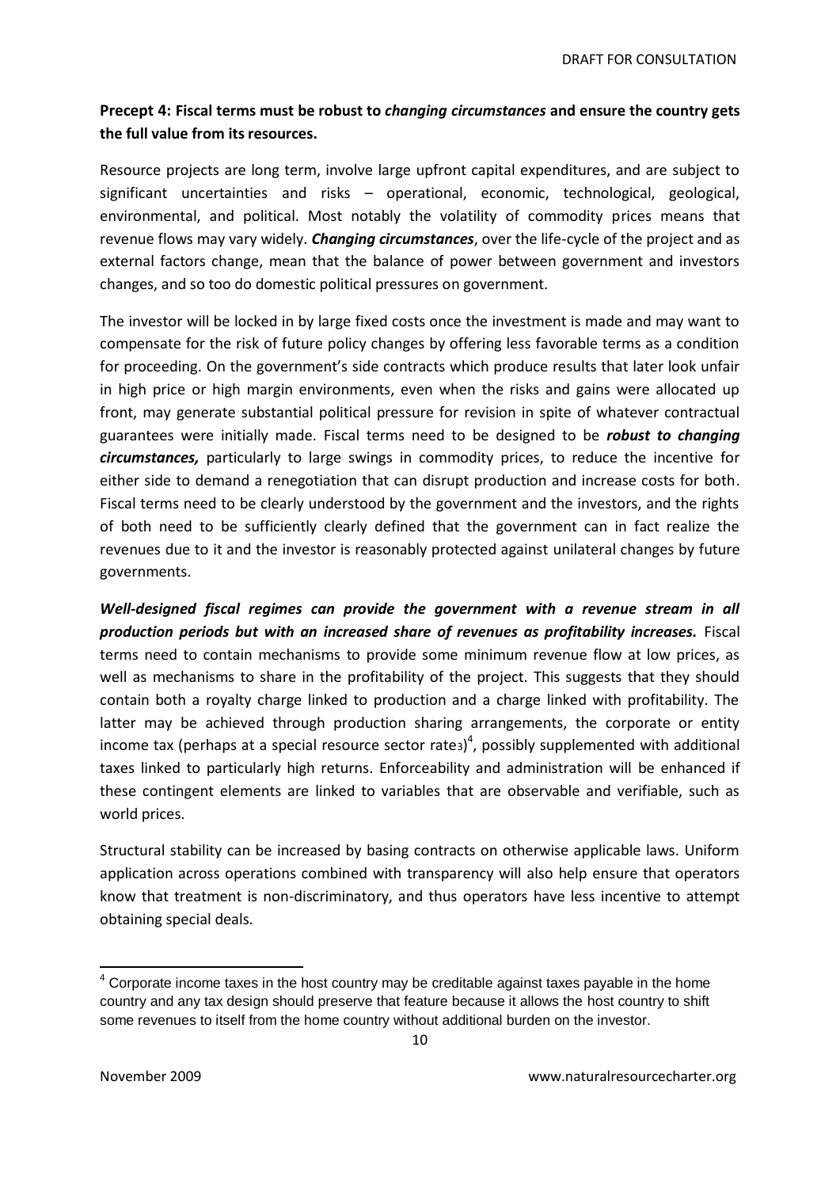**Precept 4: Fiscal terms must be robust to *changing circumstances* and ensure the country gets the full value from its resources.**

Resource projects are long term, involve large upfront capital expenditures, and are subject to significant uncertainties and risks – operational, economic, technological, geological, environmental, and political. Most notably the volatility of commodity prices means that revenue flows may vary widely. ***Changing circumstances***, over the life-cycle of the project and as external factors change, mean that the balance of power between government and investors changes, and so too do domestic political pressures on government.

The investor will be locked in by large fixed costs once the investment is made and may want to compensate for the risk of future policy changes by offering less favorable terms as a condition for proceeding. On the government's side contracts which produce results that later look unfair in high price or high margin environments, even when the risks and gains were allocated up front, may generate substantial political pressure for revision in spite of whatever contractual guarantees were initially made. Fiscal terms need to be designed to be ***robust to changing circumstances,*** particularly to large swings in commodity prices, to reduce the incentive for either side to demand a renegotiation that can disrupt production and increase costs for both. Fiscal terms need to be clearly understood by the government and the investors, and the rights of both need to be sufficiently clearly defined that the government can in fact realize the revenues due to it and the investor is reasonably protected against unilateral changes by future governments.

***Well-designed fiscal regimes can provide the government with a revenue stream in all production periods but with an increased share of revenues as profitability increases.*** Fiscal terms need to contain mechanisms to provide some minimum revenue flow at low prices, as well as mechanisms to share in the profitability of the project. This suggests that they should contain both a royalty charge linked to production and a charge linked with profitability. The latter may be achieved through production sharing arrangements, the corporate or entity income tax (perhaps at a special resource sector rate3)[4], possibly supplemented with additional taxes linked to particularly high returns. Enforceability and administration will be enhanced if these contingent elements are linked to variables that are observable and verifiable, such as world prices.

Structural stability can be increased by basing contracts on otherwise applicable laws. Uniform application across operations combined with transparency will also help ensure that operators know that treatment is non-discriminatory, and thus operators have less incentive to attempt obtaining special deals.

---

[4] Corporate income taxes in the host country may be creditable against taxes payable in the home country and any tax design should preserve that feature because it allows the host country to shift some revenues to itself from the home country without additional burden on the investor.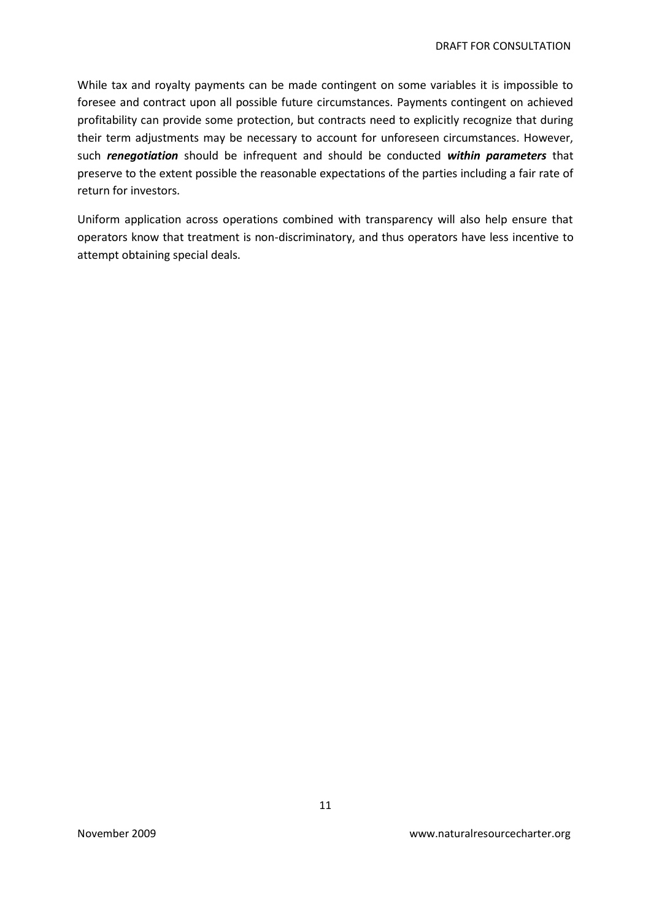While tax and royalty payments can be made contingent on some variables it is impossible to foresee and contract upon all possible future circumstances. Payments contingent on achieved profitability can provide some protection, but contracts need to explicitly recognize that during their term adjustments may be necessary to account for unforeseen circumstances. However, such ***renegotiation*** should be infrequent and should be conducted ***within parameters*** that preserve to the extent possible the reasonable expectations of the parties including a fair rate of return for investors.

Uniform application across operations combined with transparency will also help ensure that operators know that treatment is non-discriminatory, and thus operators have less incentive to attempt obtaining special deals.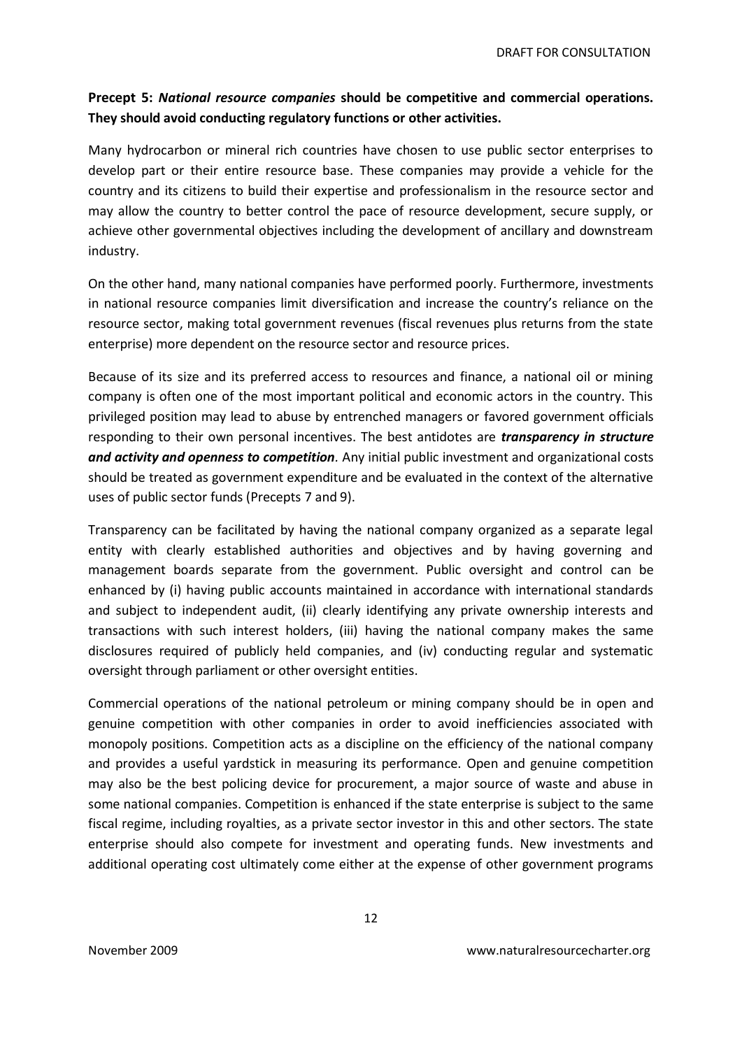**Precept 5: *National resource companies* should be competitive and commercial operations. They should avoid conducting regulatory functions or other activities.**

Many hydrocarbon or mineral rich countries have chosen to use public sector enterprises to develop part or their entire resource base. These companies may provide a vehicle for the country and its citizens to build their expertise and professionalism in the resource sector and may allow the country to better control the pace of resource development, secure supply, or achieve other governmental objectives including the development of ancillary and downstream industry.

On the other hand, many national companies have performed poorly. Furthermore, investments in national resource companies limit diversification and increase the country's reliance on the resource sector, making total government revenues (fiscal revenues plus returns from the state enterprise) more dependent on the resource sector and resource prices.

Because of its size and its preferred access to resources and finance, a national oil or mining company is often one of the most important political and economic actors in the country. This privileged position may lead to abuse by entrenched managers or favored government officials responding to their own personal incentives. The best antidotes are ***transparency in structure and activity and openness to competition***. Any initial public investment and organizational costs should be treated as government expenditure and be evaluated in the context of the alternative uses of public sector funds (Precepts 7 and 9).

Transparency can be facilitated by having the national company organized as a separate legal entity with clearly established authorities and objectives and by having governing and management boards separate from the government. Public oversight and control can be enhanced by (i) having public accounts maintained in accordance with international standards and subject to independent audit, (ii) clearly identifying any private ownership interests and transactions with such interest holders, (iii) having the national company makes the same disclosures required of publicly held companies, and (iv) conducting regular and systematic oversight through parliament or other oversight entities.

Commercial operations of the national petroleum or mining company should be in open and genuine competition with other companies in order to avoid inefficiencies associated with monopoly positions. Competition acts as a discipline on the efficiency of the national company and provides a useful yardstick in measuring its performance. Open and genuine competition may also be the best policing device for procurement, a major source of waste and abuse in some national companies. Competition is enhanced if the state enterprise is subject to the same fiscal regime, including royalties, as a private sector investor in this and other sectors. The state enterprise should also compete for investment and operating funds. New investments and additional operating cost ultimately come either at the expense of other government programs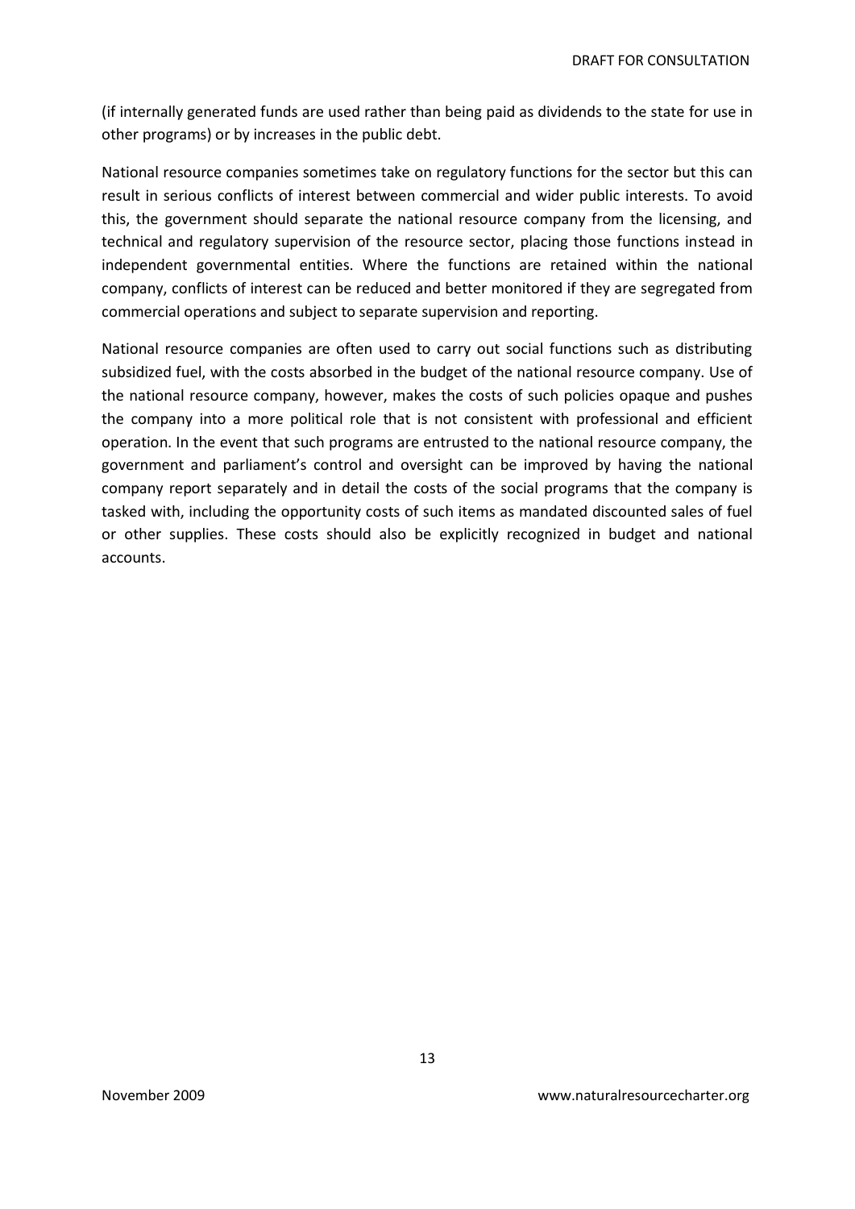(if internally generated funds are used rather than being paid as dividends to the state for use in other programs) or by increases in the public debt.

National resource companies sometimes take on regulatory functions for the sector but this can result in serious conflicts of interest between commercial and wider public interests. To avoid this, the government should separate the national resource company from the licensing, and technical and regulatory supervision of the resource sector, placing those functions instead in independent governmental entities. Where the functions are retained within the national company, conflicts of interest can be reduced and better monitored if they are segregated from commercial operations and subject to separate supervision and reporting.

National resource companies are often used to carry out social functions such as distributing subsidized fuel, with the costs absorbed in the budget of the national resource company. Use of the national resource company, however, makes the costs of such policies opaque and pushes the company into a more political role that is not consistent with professional and efficient operation. In the event that such programs are entrusted to the national resource company, the government and parliament's control and oversight can be improved by having the national company report separately and in detail the costs of the social programs that the company is tasked with, including the opportunity costs of such items as mandated discounted sales of fuel or other supplies. These costs should also be explicitly recognized in budget and national accounts.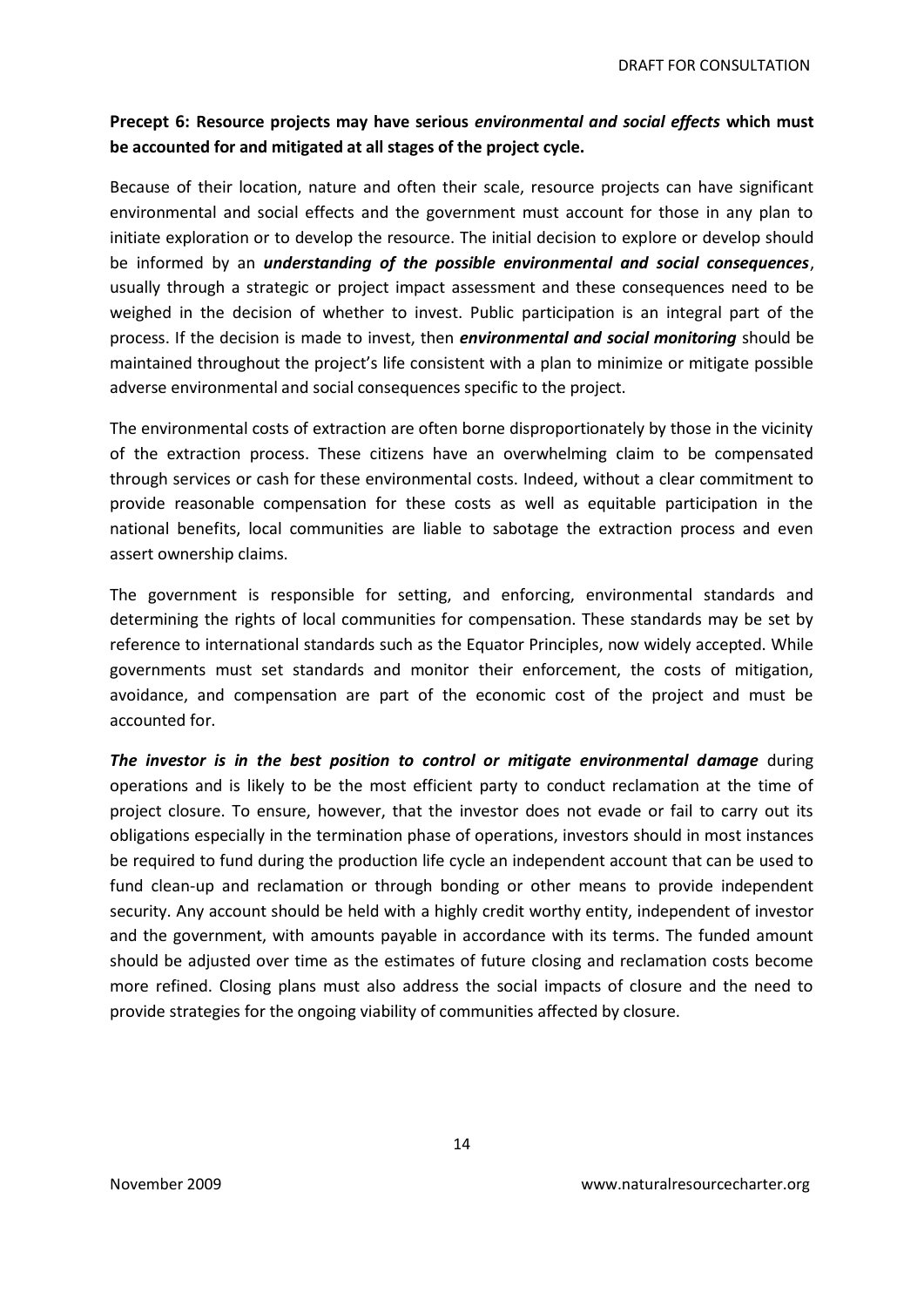**Precept 6: Resource projects may have serious *environmental and social effects* which must be accounted for and mitigated at all stages of the project cycle.**

Because of their location, nature and often their scale, resource projects can have significant environmental and social effects and the government must account for those in any plan to initiate exploration or to develop the resource. The initial decision to explore or develop should be informed by an ***understanding of the possible environmental and social consequences***, usually through a strategic or project impact assessment and these consequences need to be weighed in the decision of whether to invest. Public participation is an integral part of the process. If the decision is made to invest, then ***environmental and social monitoring*** should be maintained throughout the project's life consistent with a plan to minimize or mitigate possible adverse environmental and social consequences specific to the project.

The environmental costs of extraction are often borne disproportionately by those in the vicinity of the extraction process. These citizens have an overwhelming claim to be compensated through services or cash for these environmental costs. Indeed, without a clear commitment to provide reasonable compensation for these costs as well as equitable participation in the national benefits, local communities are liable to sabotage the extraction process and even assert ownership claims.

The government is responsible for setting, and enforcing, environmental standards and determining the rights of local communities for compensation. These standards may be set by reference to international standards such as the Equator Principles, now widely accepted. While governments must set standards and monitor their enforcement, the costs of mitigation, avoidance, and compensation are part of the economic cost of the project and must be accounted for.

***The investor is in the best position to control or mitigate environmental damage*** during operations and is likely to be the most efficient party to conduct reclamation at the time of project closure. To ensure, however, that the investor does not evade or fail to carry out its obligations especially in the termination phase of operations, investors should in most instances be required to fund during the production life cycle an independent account that can be used to fund clean-up and reclamation or through bonding or other means to provide independent security. Any account should be held with a highly credit worthy entity, independent of investor and the government, with amounts payable in accordance with its terms. The funded amount should be adjusted over time as the estimates of future closing and reclamation costs become more refined. Closing plans must also address the social impacts of closure and the need to provide strategies for the ongoing viability of communities affected by closure.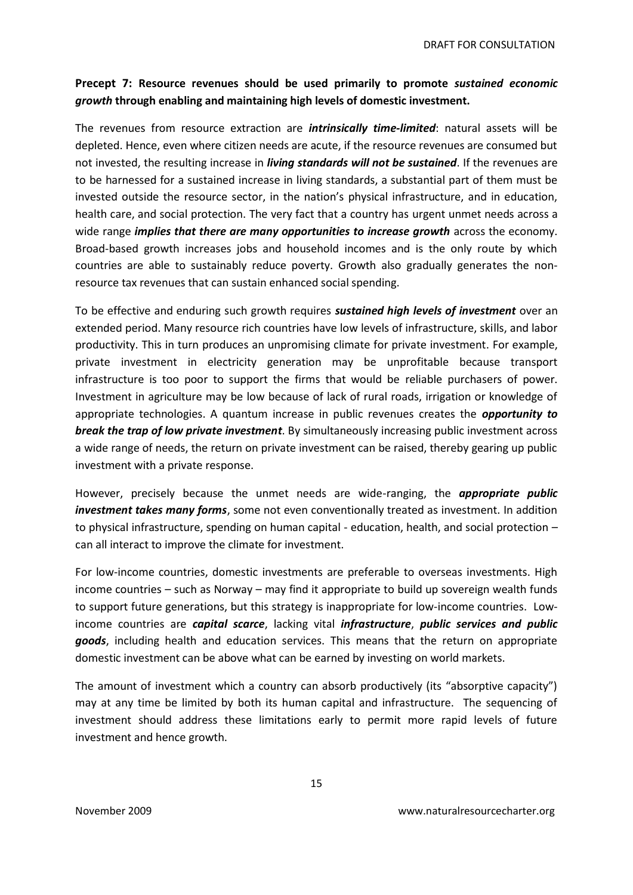**Precept 7: Resource revenues should be used primarily to promote *sustained economic growth* through enabling and maintaining high levels of domestic investment.**

The revenues from resource extraction are ***intrinsically time-limited***: natural assets will be depleted. Hence, even where citizen needs are acute, if the resource revenues are consumed but not invested, the resulting increase in ***living standards will not be sustained***. If the revenues are to be harnessed for a sustained increase in living standards, a substantial part of them must be invested outside the resource sector, in the nation's physical infrastructure, and in education, health care, and social protection. The very fact that a country has urgent unmet needs across a wide range ***implies that there are many opportunities to increase growth*** across the economy. Broad-based growth increases jobs and household incomes and is the only route by which countries are able to sustainably reduce poverty. Growth also gradually generates the non-resource tax revenues that can sustain enhanced social spending.

To be effective and enduring such growth requires ***sustained high levels of investment*** over an extended period. Many resource rich countries have low levels of infrastructure, skills, and labor productivity. This in turn produces an unpromising climate for private investment. For example, private investment in electricity generation may be unprofitable because transport infrastructure is too poor to support the firms that would be reliable purchasers of power. Investment in agriculture may be low because of lack of rural roads, irrigation or knowledge of appropriate technologies. A quantum increase in public revenues creates the ***opportunity to break the trap of low private investment***. By simultaneously increasing public investment across a wide range of needs, the return on private investment can be raised, thereby gearing up public investment with a private response.

However, precisely because the unmet needs are wide-ranging, the ***appropriate public investment takes many forms***, some not even conventionally treated as investment. In addition to physical infrastructure, spending on human capital - education, health, and social protection – can all interact to improve the climate for investment.

For low-income countries, domestic investments are preferable to overseas investments. High income countries – such as Norway – may find it appropriate to build up sovereign wealth funds to support future generations, but this strategy is inappropriate for low-income countries. Low-income countries are ***capital scarce***, lacking vital ***infrastructure***, ***public services and public goods***, including health and education services. This means that the return on appropriate domestic investment can be above what can be earned by investing on world markets.

The amount of investment which a country can absorb productively (its "absorptive capacity") may at any time be limited by both its human capital and infrastructure. The sequencing of investment should address these limitations early to permit more rapid levels of future investment and hence growth.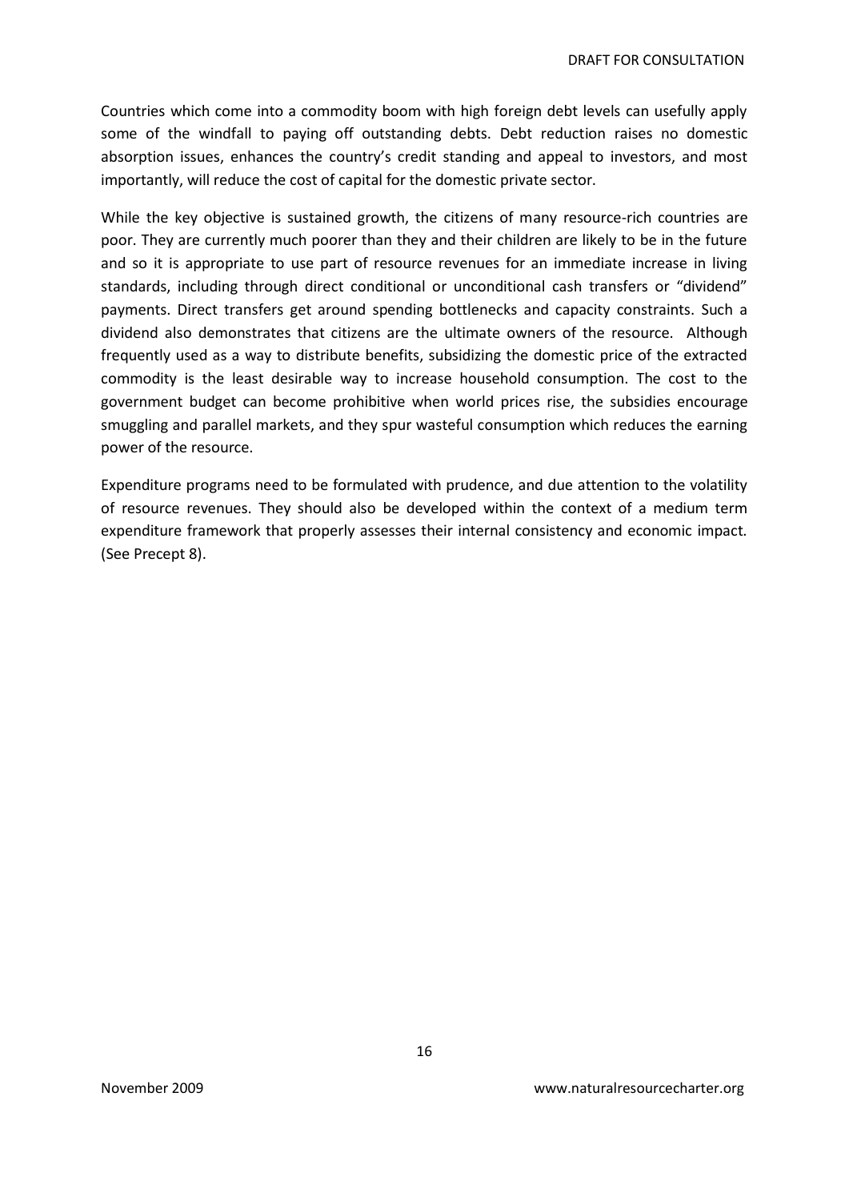Countries which come into a commodity boom with high foreign debt levels can usefully apply some of the windfall to paying off outstanding debts. Debt reduction raises no domestic absorption issues, enhances the country's credit standing and appeal to investors, and most importantly, will reduce the cost of capital for the domestic private sector.

While the key objective is sustained growth, the citizens of many resource-rich countries are poor. They are currently much poorer than they and their children are likely to be in the future and so it is appropriate to use part of resource revenues for an immediate increase in living standards, including through direct conditional or unconditional cash transfers or "dividend" payments. Direct transfers get around spending bottlenecks and capacity constraints. Such a dividend also demonstrates that citizens are the ultimate owners of the resource. Although frequently used as a way to distribute benefits, subsidizing the domestic price of the extracted commodity is the least desirable way to increase household consumption. The cost to the government budget can become prohibitive when world prices rise, the subsidies encourage smuggling and parallel markets, and they spur wasteful consumption which reduces the earning power of the resource.

Expenditure programs need to be formulated with prudence, and due attention to the volatility of resource revenues. They should also be developed within the context of a medium term expenditure framework that properly assesses their internal consistency and economic impact. (See Precept 8).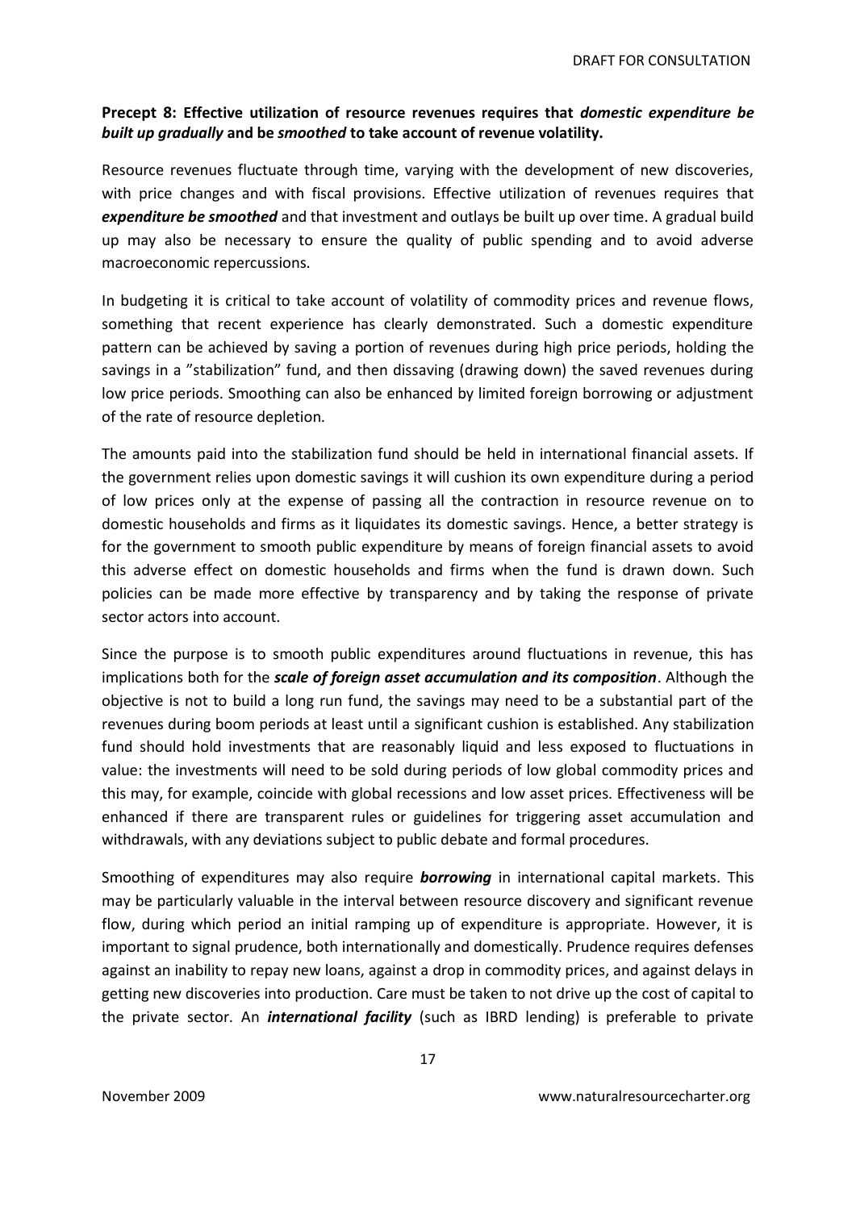**Precept 8: Effective utilization of resource revenues requires that *domestic expenditure be built up gradually* and be *smoothed* to take account of revenue volatility.**

Resource revenues fluctuate through time, varying with the development of new discoveries, with price changes and with fiscal provisions. Effective utilization of revenues requires that ***expenditure be smoothed*** and that investment and outlays be built up over time. A gradual build up may also be necessary to ensure the quality of public spending and to avoid adverse macroeconomic repercussions.

In budgeting it is critical to take account of volatility of commodity prices and revenue flows, something that recent experience has clearly demonstrated. Such a domestic expenditure pattern can be achieved by saving a portion of revenues during high price periods, holding the savings in a "stabilization" fund, and then dissaving (drawing down) the saved revenues during low price periods. Smoothing can also be enhanced by limited foreign borrowing or adjustment of the rate of resource depletion.

The amounts paid into the stabilization fund should be held in international financial assets. If the government relies upon domestic savings it will cushion its own expenditure during a period of low prices only at the expense of passing all the contraction in resource revenue on to domestic households and firms as it liquidates its domestic savings. Hence, a better strategy is for the government to smooth public expenditure by means of foreign financial assets to avoid this adverse effect on domestic households and firms when the fund is drawn down. Such policies can be made more effective by transparency and by taking the response of private sector actors into account.

Since the purpose is to smooth public expenditures around fluctuations in revenue, this has implications both for the ***scale of foreign asset accumulation and its composition***. Although the objective is not to build a long run fund, the savings may need to be a substantial part of the revenues during boom periods at least until a significant cushion is established. Any stabilization fund should hold investments that are reasonably liquid and less exposed to fluctuations in value: the investments will need to be sold during periods of low global commodity prices and this may, for example, coincide with global recessions and low asset prices. Effectiveness will be enhanced if there are transparent rules or guidelines for triggering asset accumulation and withdrawals, with any deviations subject to public debate and formal procedures.

Smoothing of expenditures may also require ***borrowing*** in international capital markets. This may be particularly valuable in the interval between resource discovery and significant revenue flow, during which period an initial ramping up of expenditure is appropriate. However, it is important to signal prudence, both internationally and domestically. Prudence requires defenses against an inability to repay new loans, against a drop in commodity prices, and against delays in getting new discoveries into production. Care must be taken to not drive up the cost of capital to the private sector. An ***international facility*** (such as IBRD lending) is preferable to private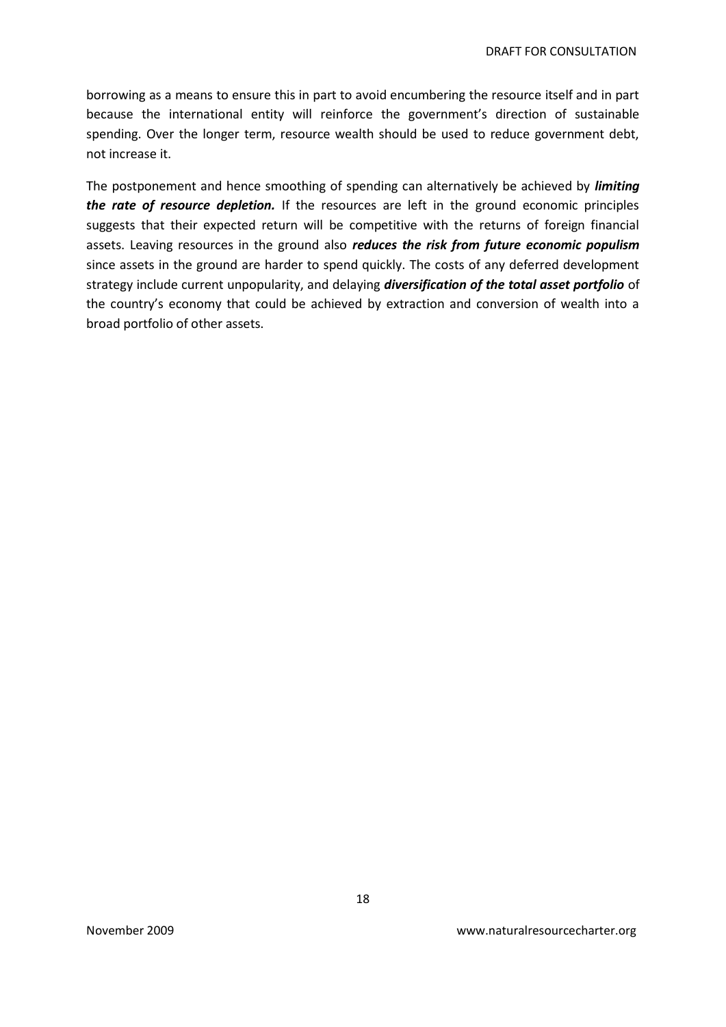borrowing as a means to ensure this in part to avoid encumbering the resource itself and in part because the international entity will reinforce the government's direction of sustainable spending. Over the longer term, resource wealth should be used to reduce government debt, not increase it.

The postponement and hence smoothing of spending can alternatively be achieved by ***limiting the rate of resource depletion.*** If the resources are left in the ground economic principles suggests that their expected return will be competitive with the returns of foreign financial assets. Leaving resources in the ground also ***reduces the risk from future economic populism*** since assets in the ground are harder to spend quickly. The costs of any deferred development strategy include current unpopularity, and delaying ***diversification of the total asset portfolio*** of the country's economy that could be achieved by extraction and conversion of wealth into a broad portfolio of other assets.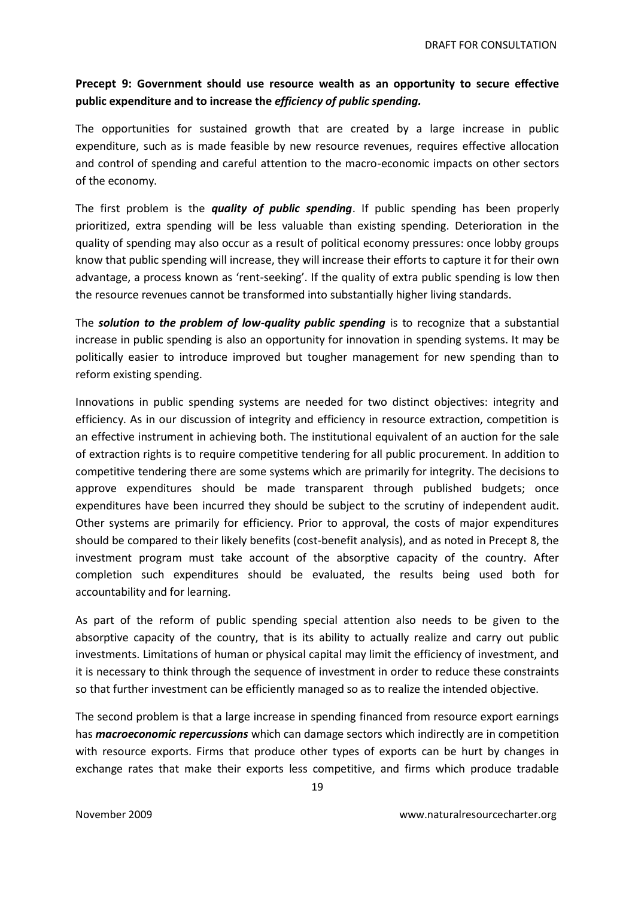**Precept 9: Government should use resource wealth as an opportunity to secure effective public expenditure and to increase the *efficiency of public spending.***

The opportunities for sustained growth that are created by a large increase in public expenditure, such as is made feasible by new resource revenues, requires effective allocation and control of spending and careful attention to the macro-economic impacts on other sectors of the economy.

The first problem is the ***quality of public spending***. If public spending has been properly prioritized, extra spending will be less valuable than existing spending. Deterioration in the quality of spending may also occur as a result of political economy pressures: once lobby groups know that public spending will increase, they will increase their efforts to capture it for their own advantage, a process known as 'rent-seeking'. If the quality of extra public spending is low then the resource revenues cannot be transformed into substantially higher living standards.

The ***solution to the problem of low-quality public spending*** is to recognize that a substantial increase in public spending is also an opportunity for innovation in spending systems. It may be politically easier to introduce improved but tougher management for new spending than to reform existing spending.

Innovations in public spending systems are needed for two distinct objectives: integrity and efficiency. As in our discussion of integrity and efficiency in resource extraction, competition is an effective instrument in achieving both. The institutional equivalent of an auction for the sale of extraction rights is to require competitive tendering for all public procurement. In addition to competitive tendering there are some systems which are primarily for integrity. The decisions to approve expenditures should be made transparent through published budgets; once expenditures have been incurred they should be subject to the scrutiny of independent audit. Other systems are primarily for efficiency. Prior to approval, the costs of major expenditures should be compared to their likely benefits (cost-benefit analysis), and as noted in Precept 8, the investment program must take account of the absorptive capacity of the country. After completion such expenditures should be evaluated, the results being used both for accountability and for learning.

As part of the reform of public spending special attention also needs to be given to the absorptive capacity of the country, that is its ability to actually realize and carry out public investments. Limitations of human or physical capital may limit the efficiency of investment, and it is necessary to think through the sequence of investment in order to reduce these constraints so that further investment can be efficiently managed so as to realize the intended objective.

The second problem is that a large increase in spending financed from resource export earnings has ***macroeconomic repercussions*** which can damage sectors which indirectly are in competition with resource exports. Firms that produce other types of exports can be hurt by changes in exchange rates that make their exports less competitive, and firms which produce tradable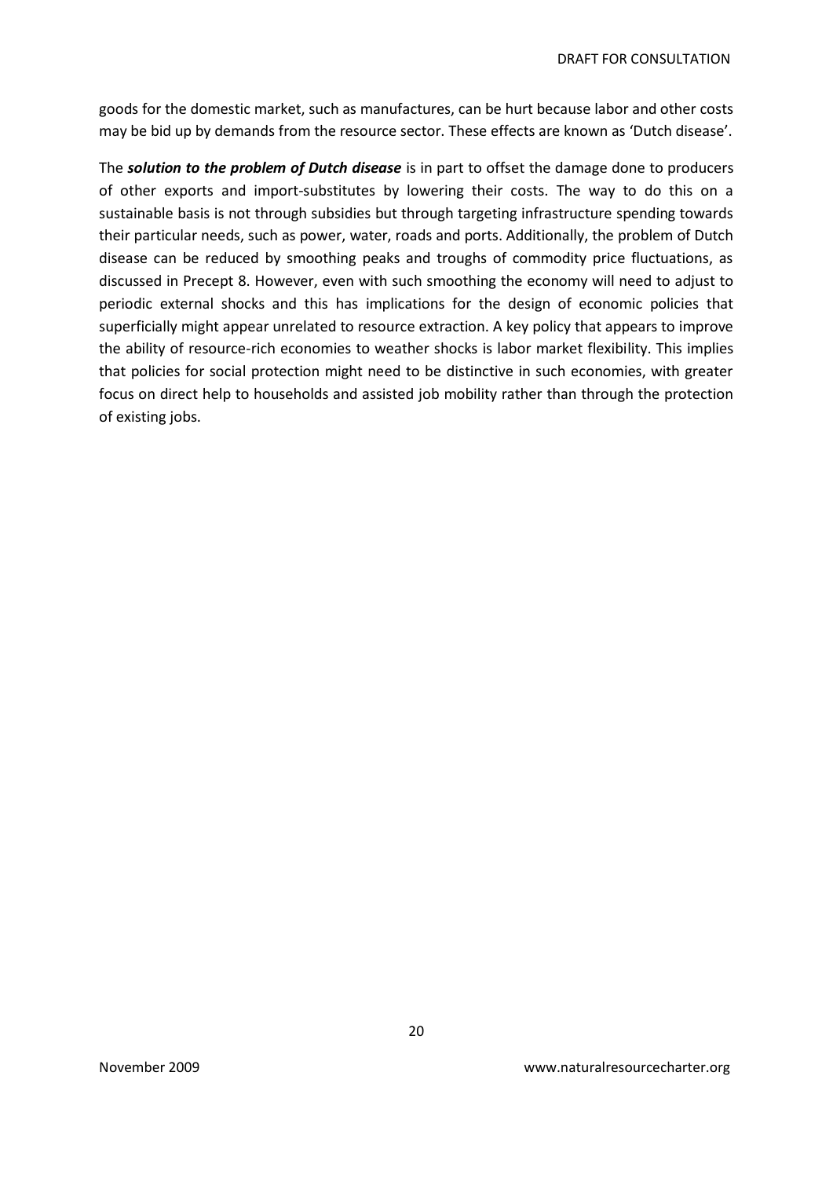goods for the domestic market, such as manufactures, can be hurt because labor and other costs may be bid up by demands from the resource sector. These effects are known as 'Dutch disease'.

The ***solution to the problem of Dutch disease*** is in part to offset the damage done to producers of other exports and import-substitutes by lowering their costs. The way to do this on a sustainable basis is not through subsidies but through targeting infrastructure spending towards their particular needs, such as power, water, roads and ports. Additionally, the problem of Dutch disease can be reduced by smoothing peaks and troughs of commodity price fluctuations, as discussed in Precept 8. However, even with such smoothing the economy will need to adjust to periodic external shocks and this has implications for the design of economic policies that superficially might appear unrelated to resource extraction. A key policy that appears to improve the ability of resource-rich economies to weather shocks is labor market flexibility. This implies that policies for social protection might need to be distinctive in such economies, with greater focus on direct help to households and assisted job mobility rather than through the protection of existing jobs.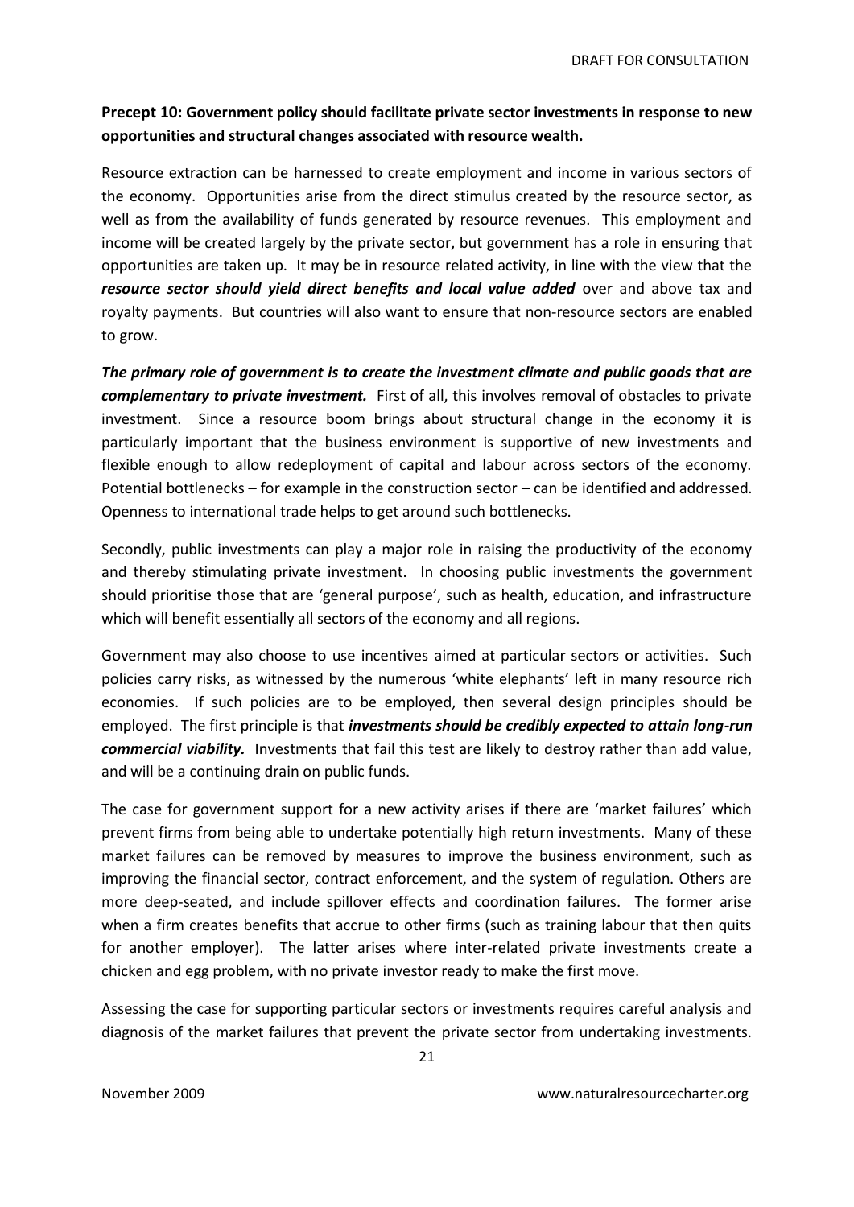**Precept 10: Government policy should facilitate private sector investments in response to new opportunities and structural changes associated with resource wealth.**

Resource extraction can be harnessed to create employment and income in various sectors of the economy. Opportunities arise from the direct stimulus created by the resource sector, as well as from the availability of funds generated by resource revenues. This employment and income will be created largely by the private sector, but government has a role in ensuring that opportunities are taken up. It may be in resource related activity, in line with the view that the ***resource sector should yield direct benefits and local value added*** over and above tax and royalty payments. But countries will also want to ensure that non-resource sectors are enabled to grow.

***The primary role of government is to create the investment climate and public goods that are complementary to private investment.*** First of all, this involves removal of obstacles to private investment. Since a resource boom brings about structural change in the economy it is particularly important that the business environment is supportive of new investments and flexible enough to allow redeployment of capital and labour across sectors of the economy. Potential bottlenecks – for example in the construction sector – can be identified and addressed. Openness to international trade helps to get around such bottlenecks.

Secondly, public investments can play a major role in raising the productivity of the economy and thereby stimulating private investment. In choosing public investments the government should prioritise those that are 'general purpose', such as health, education, and infrastructure which will benefit essentially all sectors of the economy and all regions.

Government may also choose to use incentives aimed at particular sectors or activities. Such policies carry risks, as witnessed by the numerous 'white elephants' left in many resource rich economies. If such policies are to be employed, then several design principles should be employed. The first principle is that ***investments should be credibly expected to attain long-run commercial viability.*** Investments that fail this test are likely to destroy rather than add value, and will be a continuing drain on public funds.

The case for government support for a new activity arises if there are 'market failures' which prevent firms from being able to undertake potentially high return investments. Many of these market failures can be removed by measures to improve the business environment, such as improving the financial sector, contract enforcement, and the system of regulation. Others are more deep-seated, and include spillover effects and coordination failures. The former arise when a firm creates benefits that accrue to other firms (such as training labour that then quits for another employer). The latter arises where inter-related private investments create a chicken and egg problem, with no private investor ready to make the first move.

Assessing the case for supporting particular sectors or investments requires careful analysis and diagnosis of the market failures that prevent the private sector from undertaking investments.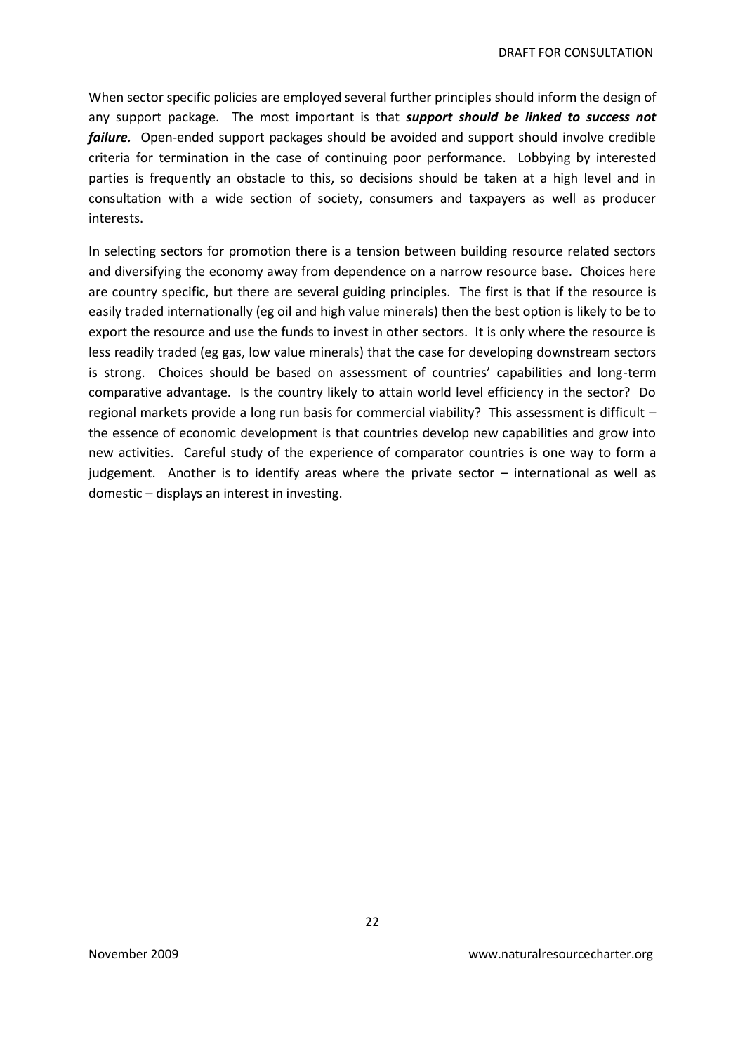When sector specific policies are employed several further principles should inform the design of any support package. The most important is that ***support should be linked to success not failure.*** Open-ended support packages should be avoided and support should involve credible criteria for termination in the case of continuing poor performance. Lobbying by interested parties is frequently an obstacle to this, so decisions should be taken at a high level and in consultation with a wide section of society, consumers and taxpayers as well as producer interests.

In selecting sectors for promotion there is a tension between building resource related sectors and diversifying the economy away from dependence on a narrow resource base. Choices here are country specific, but there are several guiding principles. The first is that if the resource is easily traded internationally (eg oil and high value minerals) then the best option is likely to be to export the resource and use the funds to invest in other sectors. It is only where the resource is less readily traded (eg gas, low value minerals) that the case for developing downstream sectors is strong. Choices should be based on assessment of countries' capabilities and long-term comparative advantage. Is the country likely to attain world level efficiency in the sector? Do regional markets provide a long run basis for commercial viability? This assessment is difficult – the essence of economic development is that countries develop new capabilities and grow into new activities. Careful study of the experience of comparator countries is one way to form a judgement. Another is to identify areas where the private sector – international as well as domestic – displays an interest in investing.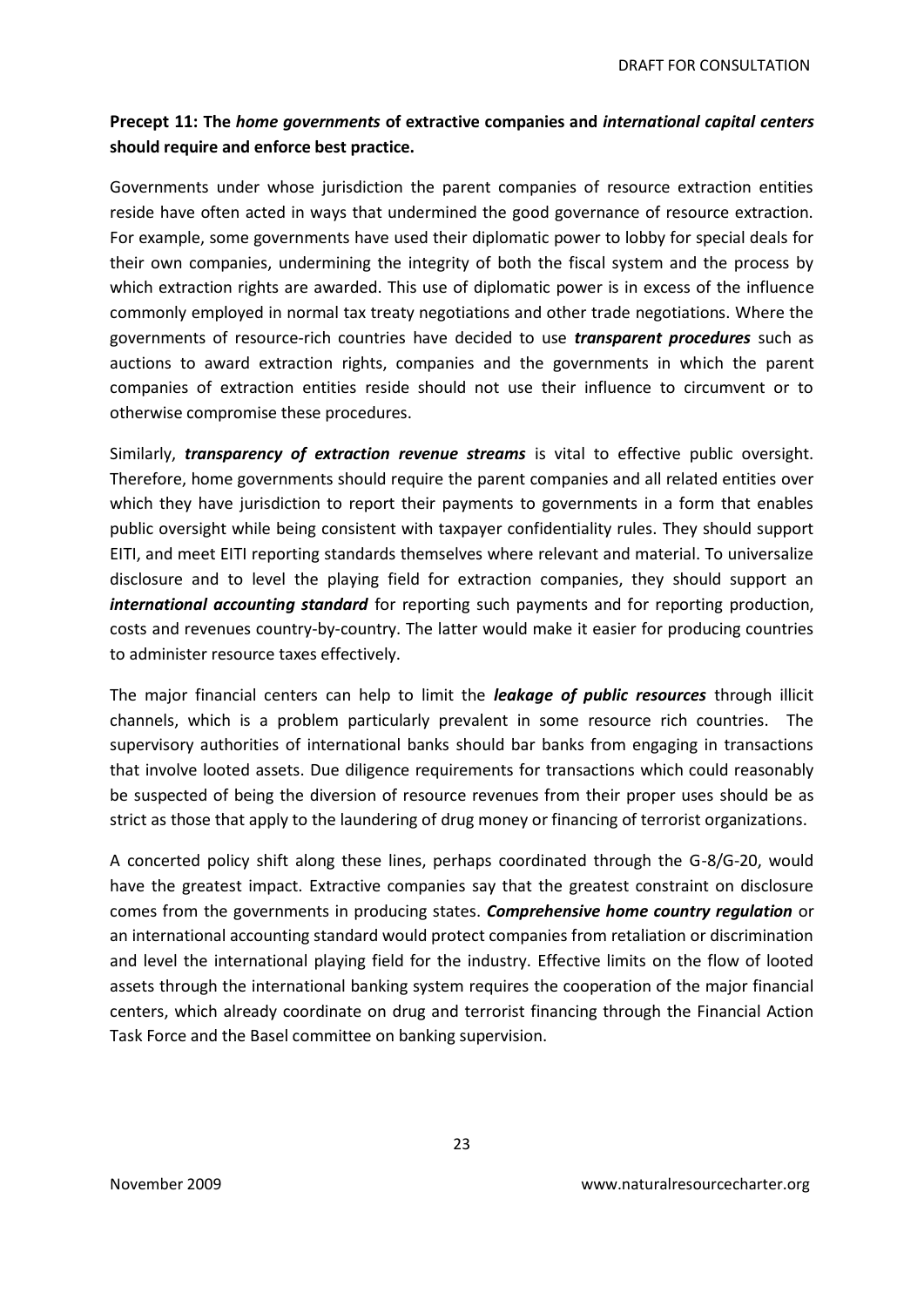**Precept 11: The *home governments* of extractive companies and *international capital centers* should require and enforce best practice.**

Governments under whose jurisdiction the parent companies of resource extraction entities reside have often acted in ways that undermined the good governance of resource extraction. For example, some governments have used their diplomatic power to lobby for special deals for their own companies, undermining the integrity of both the fiscal system and the process by which extraction rights are awarded. This use of diplomatic power is in excess of the influence commonly employed in normal tax treaty negotiations and other trade negotiations. Where the governments of resource-rich countries have decided to use ***transparent procedures*** such as auctions to award extraction rights, companies and the governments in which the parent companies of extraction entities reside should not use their influence to circumvent or to otherwise compromise these procedures.

Similarly, ***transparency of extraction revenue streams*** is vital to effective public oversight. Therefore, home governments should require the parent companies and all related entities over which they have jurisdiction to report their payments to governments in a form that enables public oversight while being consistent with taxpayer confidentiality rules. They should support EITI, and meet EITI reporting standards themselves where relevant and material. To universalize disclosure and to level the playing field for extraction companies, they should support an ***international accounting standard*** for reporting such payments and for reporting production, costs and revenues country-by-country. The latter would make it easier for producing countries to administer resource taxes effectively.

The major financial centers can help to limit the ***leakage of public resources*** through illicit channels, which is a problem particularly prevalent in some resource rich countries. The supervisory authorities of international banks should bar banks from engaging in transactions that involve looted assets. Due diligence requirements for transactions which could reasonably be suspected of being the diversion of resource revenues from their proper uses should be as strict as those that apply to the laundering of drug money or financing of terrorist organizations.

A concerted policy shift along these lines, perhaps coordinated through the G-8/G-20, would have the greatest impact. Extractive companies say that the greatest constraint on disclosure comes from the governments in producing states. ***Comprehensive home country regulation*** or an international accounting standard would protect companies from retaliation or discrimination and level the international playing field for the industry. Effective limits on the flow of looted assets through the international banking system requires the cooperation of the major financial centers, which already coordinate on drug and terrorist financing through the Financial Action Task Force and the Basel committee on banking supervision.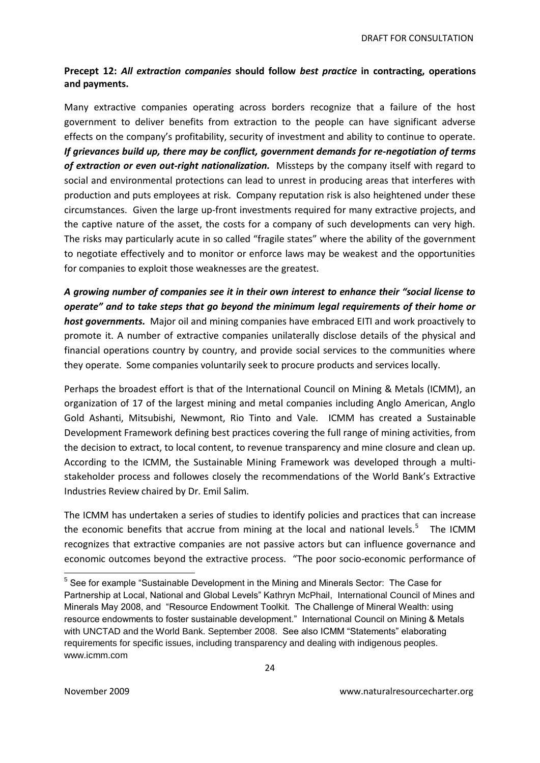**Precept 12: *All extraction companies* should follow *best practice* in contracting, operations and payments.**

Many extractive companies operating across borders recognize that a failure of the host government to deliver benefits from extraction to the people can have significant adverse effects on the company's profitability, security of investment and ability to continue to operate. ***If grievances build up, there may be conflict, government demands for re-negotiation of terms of extraction or even out-right nationalization.*** Missteps by the company itself with regard to social and environmental protections can lead to unrest in producing areas that interferes with production and puts employees at risk. Company reputation risk is also heightened under these circumstances. Given the large up-front investments required for many extractive projects, and the captive nature of the asset, the costs for a company of such developments can very high. The risks may particularly acute in so called "fragile states" where the ability of the government to negotiate effectively and to monitor or enforce laws may be weakest and the opportunities for companies to exploit those weaknesses are the greatest.

***A growing number of companies see it in their own interest to enhance their "social license to operate" and to take steps that go beyond the minimum legal requirements of their home or host governments.*** Major oil and mining companies have embraced EITI and work proactively to promote it. A number of extractive companies unilaterally disclose details of the physical and financial operations country by country, and provide social services to the communities where they operate. Some companies voluntarily seek to procure products and services locally.

Perhaps the broadest effort is that of the International Council on Mining & Metals (ICMM), an organization of 17 of the largest mining and metal companies including Anglo American, Anglo Gold Ashanti, Mitsubishi, Newmont, Rio Tinto and Vale. ICMM has created a Sustainable Development Framework defining best practices covering the full range of mining activities, from the decision to extract, to local content, to revenue transparency and mine closure and clean up. According to the ICMM, the Sustainable Mining Framework was developed through a multi-stakeholder process and followes closely the recommendations of the World Bank's Extractive Industries Review chaired by Dr. Emil Salim.

The ICMM has undertaken a series of studies to identify policies and practices that can increase the economic benefits that accrue from mining at the local and national levels.[5] The ICMM recognizes that extractive companies are not passive actors but can influence governance and economic outcomes beyond the extractive process. "The poor socio-economic performance of

---

[5] See for example "Sustainable Development in the Mining and Minerals Sector: The Case for Partnership at Local, National and Global Levels" Kathryn McPhail, International Council of Mines and Minerals May 2008, and "Resource Endowment Toolkit. The Challenge of Mineral Wealth: using resource endowments to foster sustainable development." International Council on Mining & Metals with UNCTAD and the World Bank. September 2008. See also ICMM "Statements" elaborating requirements for specific issues, including transparency and dealing with indigenous peoples. www.icmm.com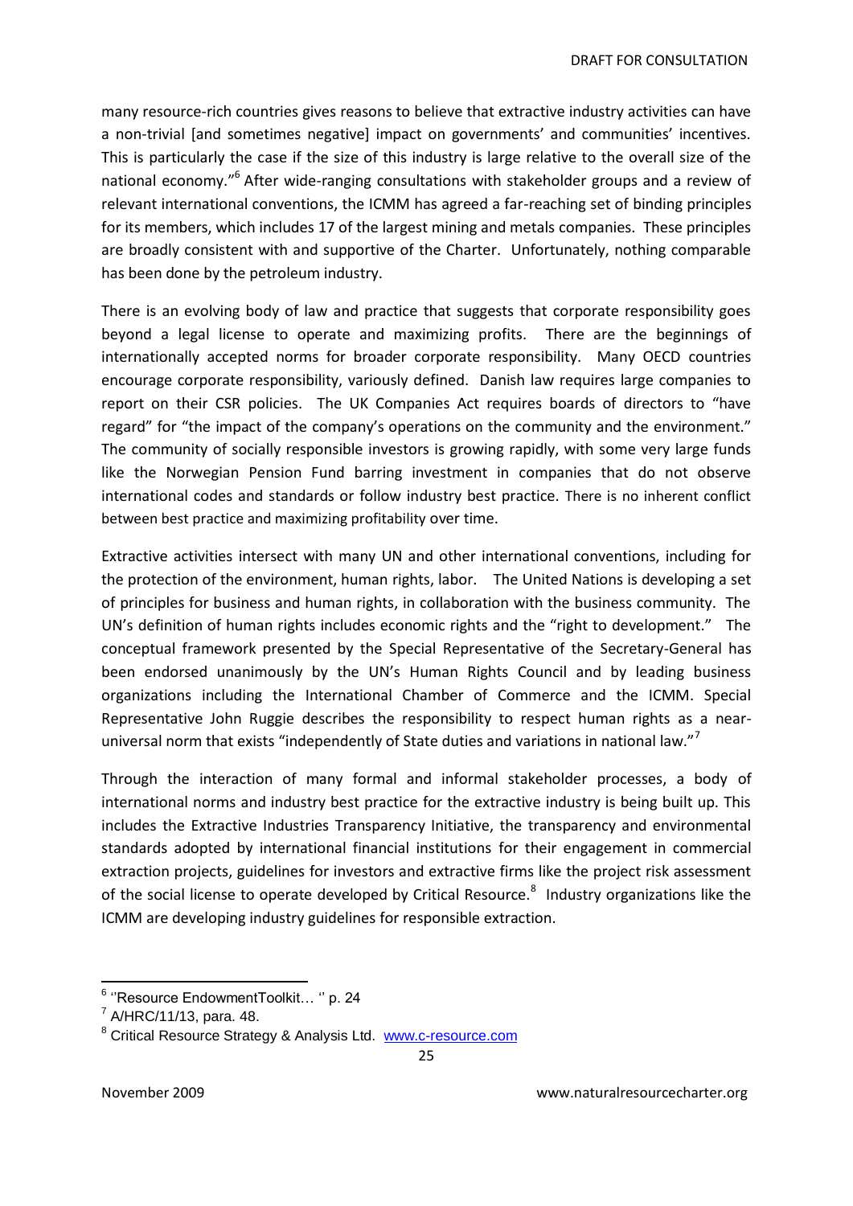many resource-rich countries gives reasons to believe that extractive industry activities can have a non-trivial [and sometimes negative] impact on governments' and communities' incentives. This is particularly the case if the size of this industry is large relative to the overall size of the national economy."[6] After wide-ranging consultations with stakeholder groups and a review of relevant international conventions, the ICMM has agreed a far-reaching set of binding principles for its members, which includes 17 of the largest mining and metals companies. These principles are broadly consistent with and supportive of the Charter. Unfortunately, nothing comparable has been done by the petroleum industry.

There is an evolving body of law and practice that suggests that corporate responsibility goes beyond a legal license to operate and maximizing profits. There are the beginnings of internationally accepted norms for broader corporate responsibility. Many OECD countries encourage corporate responsibility, variously defined. Danish law requires large companies to report on their CSR policies. The UK Companies Act requires boards of directors to "have regard" for "the impact of the company's operations on the community and the environment." The community of socially responsible investors is growing rapidly, with some very large funds like the Norwegian Pension Fund barring investment in companies that do not observe international codes and standards or follow industry best practice. There is no inherent conflict between best practice and maximizing profitability over time.

Extractive activities intersect with many UN and other international conventions, including for the protection of the environment, human rights, labor. The United Nations is developing a set of principles for business and human rights, in collaboration with the business community. The UN's definition of human rights includes economic rights and the "right to development." The conceptual framework presented by the Special Representative of the Secretary-General has been endorsed unanimously by the UN's Human Rights Council and by leading business organizations including the International Chamber of Commerce and the ICMM. Special Representative John Ruggie describes the responsibility to respect human rights as a near-universal norm that exists "independently of State duties and variations in national law."[7]

Through the interaction of many formal and informal stakeholder processes, a body of international norms and industry best practice for the extractive industry is being built up. This includes the Extractive Industries Transparency Initiative, the transparency and environmental standards adopted by international financial institutions for their engagement in commercial extraction projects, guidelines for investors and extractive firms like the project risk assessment of the social license to operate developed by Critical Resource.[8] Industry organizations like the ICMM are developing industry guidelines for responsible extraction.

---

[6] ''Resource EndowmentToolkit… '' p. 24

[7] A/HRC/11/13, para. 48.

[8] Critical Resource Strategy & Analysis Ltd. www.c-resource.com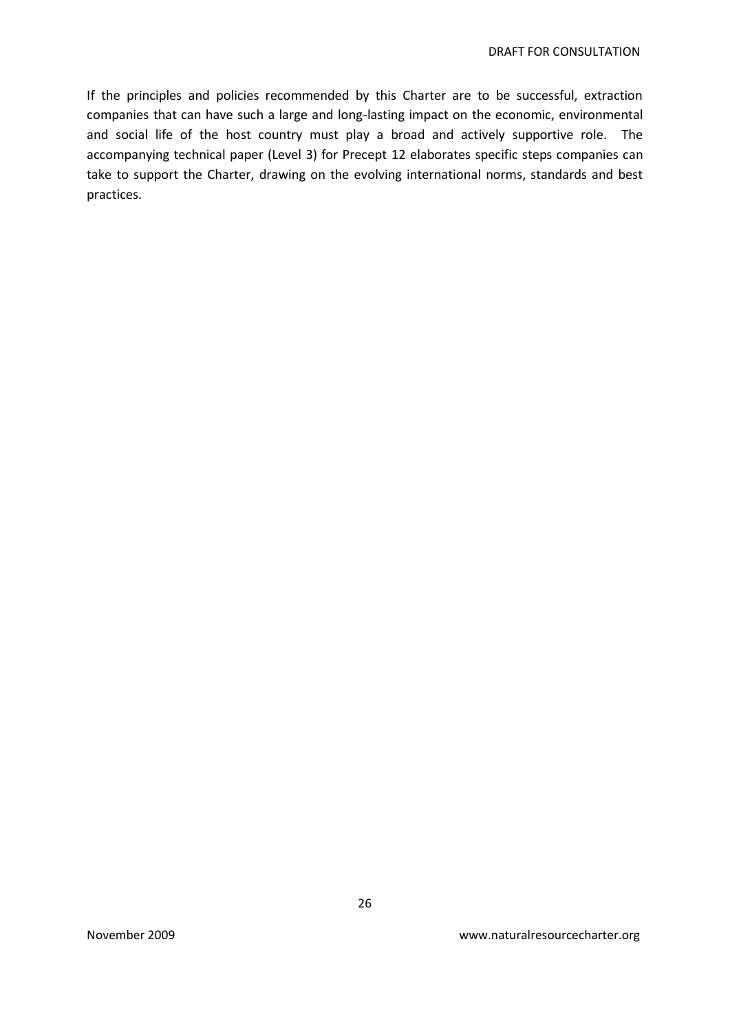If the principles and policies recommended by this Charter are to be successful, extraction companies that can have such a large and long-lasting impact on the economic, environmental and social life of the host country must play a broad and actively supportive role. The accompanying technical paper (Level 3) for Precept 12 elaborates specific steps companies can take to support the Charter, drawing on the evolving international norms, standards and best practices.